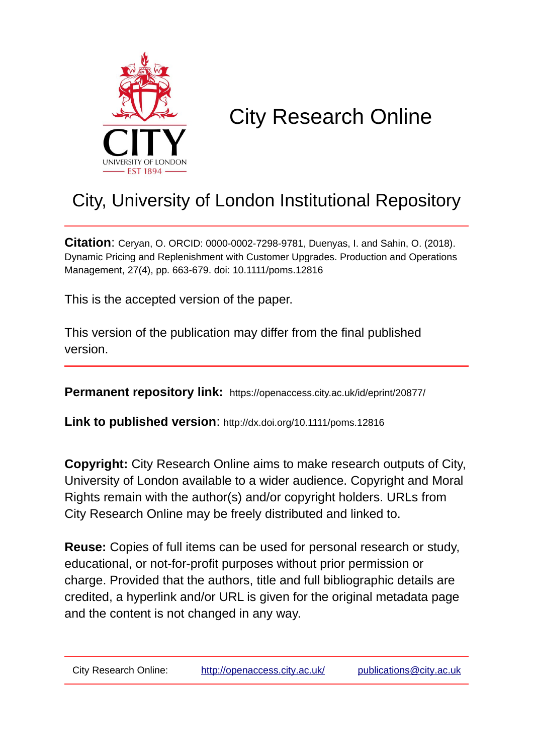# City Research Online

## City, University of London Institutional Repository

**Citation**: Ceryan, O. ORCID: 0000-0002-7298-9781, Duenyas, I. and Sahin, O. (2018). Dynamic Pricing and Replenishment with Customer Upgrades. Production and Operations Management, 27(4), pp. 663-679. doi: 10.1111/poms.12816

This is the accepted version of the paper.

This version of the publication may differ from the final published version.

**Permanent repository link:** https://openaccess.city.ac.uk/id/eprint/20877/

**Link to published version**: http://dx.doi.org/10.1111/poms.12816

**Copyright:** City Research Online aims to make research outputs of City, University of London available to a wider audience. Copyright and Moral Rights remain with the author(s) and/or copyright holders. URLs from City Research Online may be freely distributed and linked to.

**Reuse:** Copies of full items can be used for personal research or study, educational, or not-for-profit purposes without prior permission or charge. Provided that the authors, title and full bibliographic details are credited, a hyperlink and/or URL is given for the original metadata page and the content is not changed in any way.

City Research Online: http://openaccess.city.ac.uk/ publications@city.ac.uk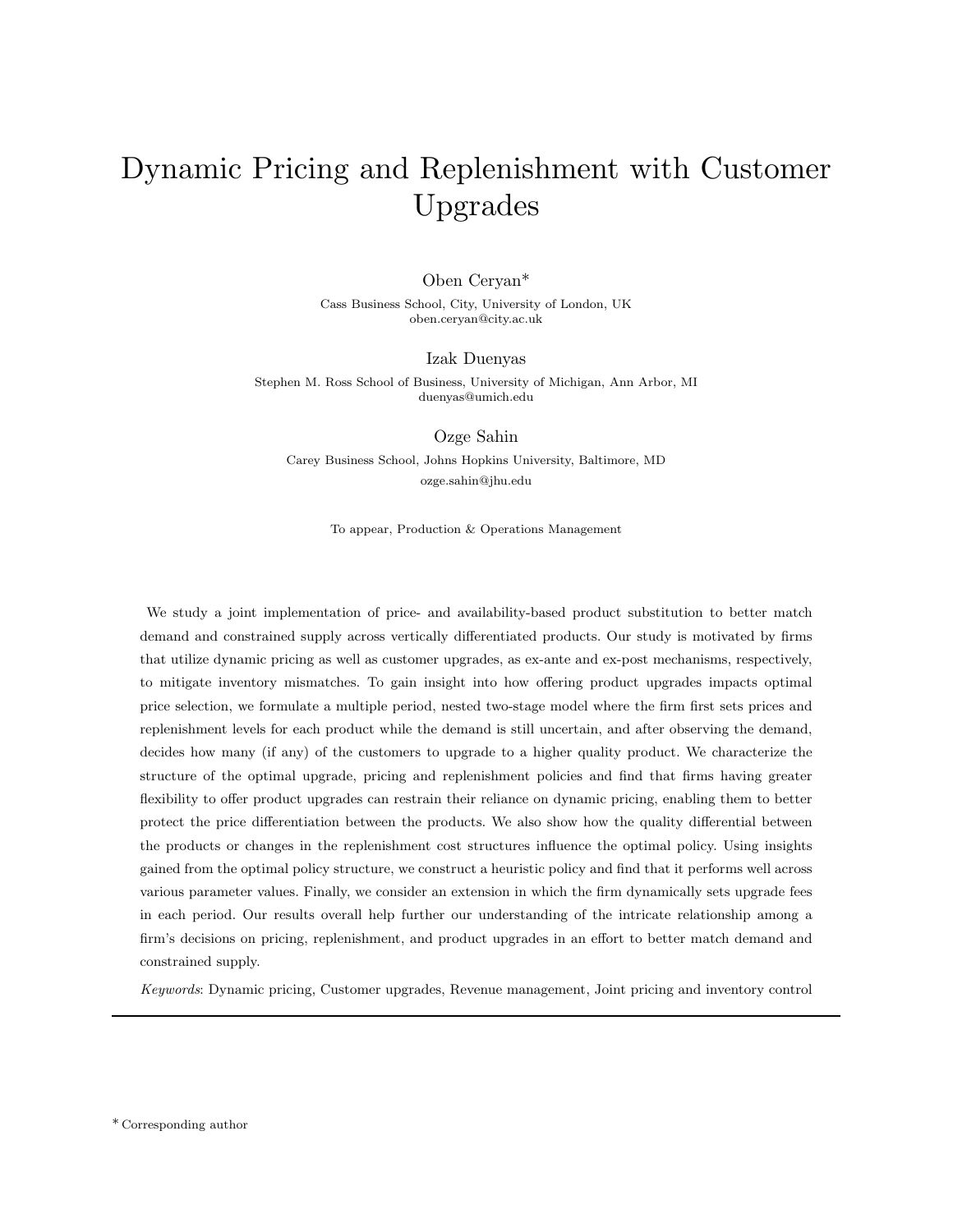# Dynamic Pricing and Replenishment with Customer Upgrades

Oben Ceryan*

Cass Business School, City, University of London, UK
oben.ceryan@city.ac.uk

Izak Duenyas

Stephen M. Ross School of Business, University of Michigan, Ann Arbor, MI
duenyas@umich.edu

Ozge Sahin

Carey Business School, Johns Hopkins University, Baltimore, MD
ozge.sahin@jhu.edu

To appear, Production & Operations Management

We study a joint implementation of price- and availability-based product substitution to better match demand and constrained supply across vertically differentiated products. Our study is motivated by firms that utilize dynamic pricing as well as customer upgrades, as ex-ante and ex-post mechanisms, respectively, to mitigate inventory mismatches. To gain insight into how offering product upgrades impacts optimal price selection, we formulate a multiple period, nested two-stage model where the firm first sets prices and replenishment levels for each product while the demand is still uncertain, and after observing the demand, decides how many (if any) of the customers to upgrade to a higher quality product. We characterize the structure of the optimal upgrade, pricing and replenishment policies and find that firms having greater flexibility to offer product upgrades can restrain their reliance on dynamic pricing, enabling them to better protect the price differentiation between the products. We also show how the quality differential between the products or changes in the replenishment cost structures influence the optimal policy. Using insights gained from the optimal policy structure, we construct a heuristic policy and find that it performs well across various parameter values. Finally, we consider an extension in which the firm dynamically sets upgrade fees in each period. Our results overall help further our understanding of the intricate relationship among a firm's decisions on pricing, replenishment, and product upgrades in an effort to better match demand and constrained supply.

*Keywords*: Dynamic pricing, Customer upgrades, Revenue management, Joint pricing and inventory control

---

* Corresponding author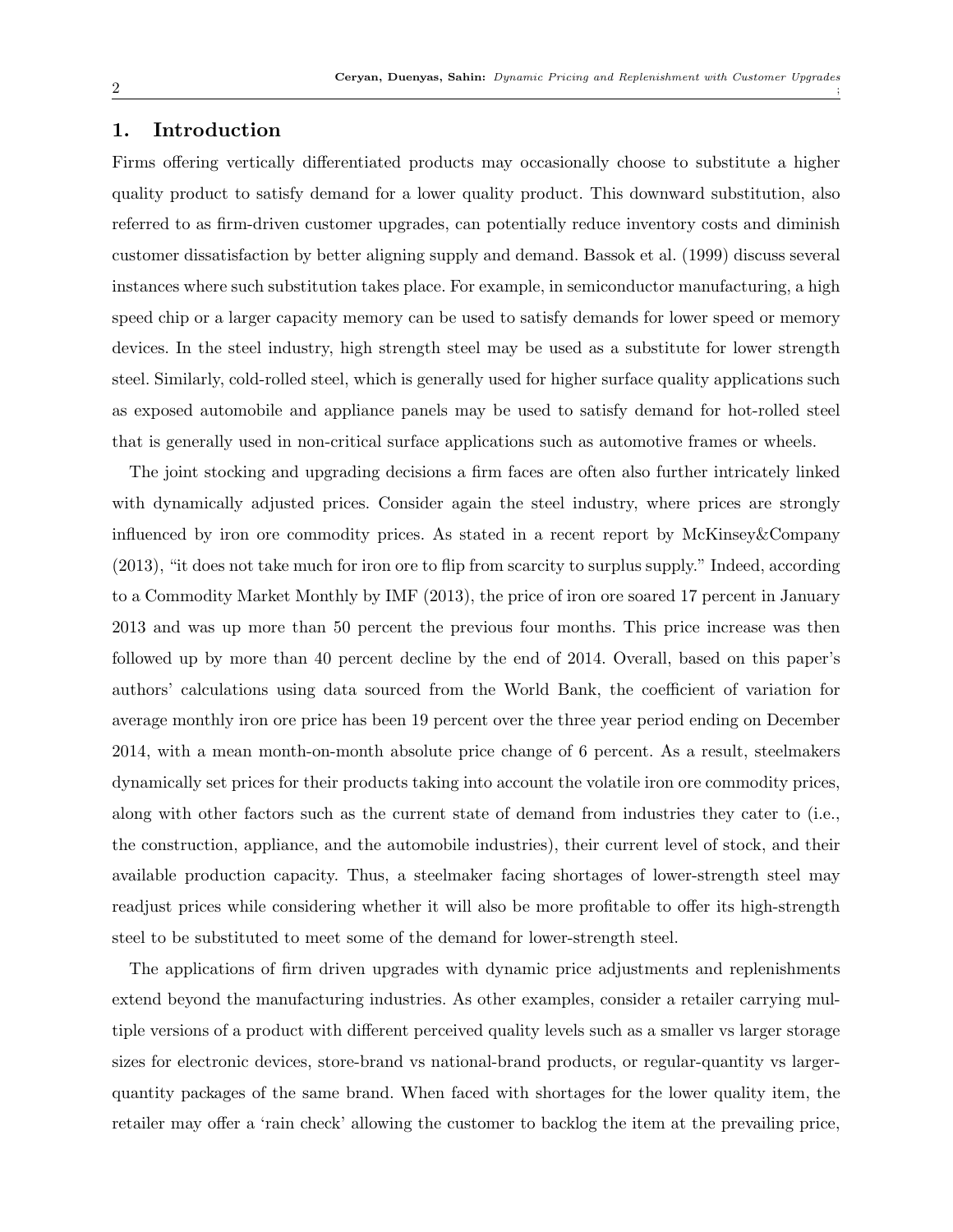## 1. Introduction

Firms offering vertically differentiated products may occasionally choose to substitute a higher quality product to satisfy demand for a lower quality product. This downward substitution, also referred to as firm-driven customer upgrades, can potentially reduce inventory costs and diminish customer dissatisfaction by better aligning supply and demand. Bassok et al. (1999) discuss several instances where such substitution takes place. For example, in semiconductor manufacturing, a high speed chip or a larger capacity memory can be used to satisfy demands for lower speed or memory devices. In the steel industry, high strength steel may be used as a substitute for lower strength steel. Similarly, cold-rolled steel, which is generally used for higher surface quality applications such as exposed automobile and appliance panels may be used to satisfy demand for hot-rolled steel that is generally used in non-critical surface applications such as automotive frames or wheels.

The joint stocking and upgrading decisions a firm faces are often also further intricately linked with dynamically adjusted prices. Consider again the steel industry, where prices are strongly influenced by iron ore commodity prices. As stated in a recent report by McKinsey&Company (2013), "it does not take much for iron ore to flip from scarcity to surplus supply." Indeed, according to a Commodity Market Monthly by IMF (2013), the price of iron ore soared 17 percent in January 2013 and was up more than 50 percent the previous four months. This price increase was then followed up by more than 40 percent decline by the end of 2014. Overall, based on this paper's authors' calculations using data sourced from the World Bank, the coefficient of variation for average monthly iron ore price has been 19 percent over the three year period ending on December 2014, with a mean month-on-month absolute price change of 6 percent. As a result, steelmakers dynamically set prices for their products taking into account the volatile iron ore commodity prices, along with other factors such as the current state of demand from industries they cater to (i.e., the construction, appliance, and the automobile industries), their current level of stock, and their available production capacity. Thus, a steelmaker facing shortages of lower-strength steel may readjust prices while considering whether it will also be more profitable to offer its high-strength steel to be substituted to meet some of the demand for lower-strength steel.

The applications of firm driven upgrades with dynamic price adjustments and replenishments extend beyond the manufacturing industries. As other examples, consider a retailer carrying multiple versions of a product with different perceived quality levels such as a smaller vs larger storage sizes for electronic devices, store-brand vs national-brand products, or regular-quantity vs larger-quantity packages of the same brand. When faced with shortages for the lower quality item, the retailer may offer a 'rain check' allowing the customer to backlog the item at the prevailing price,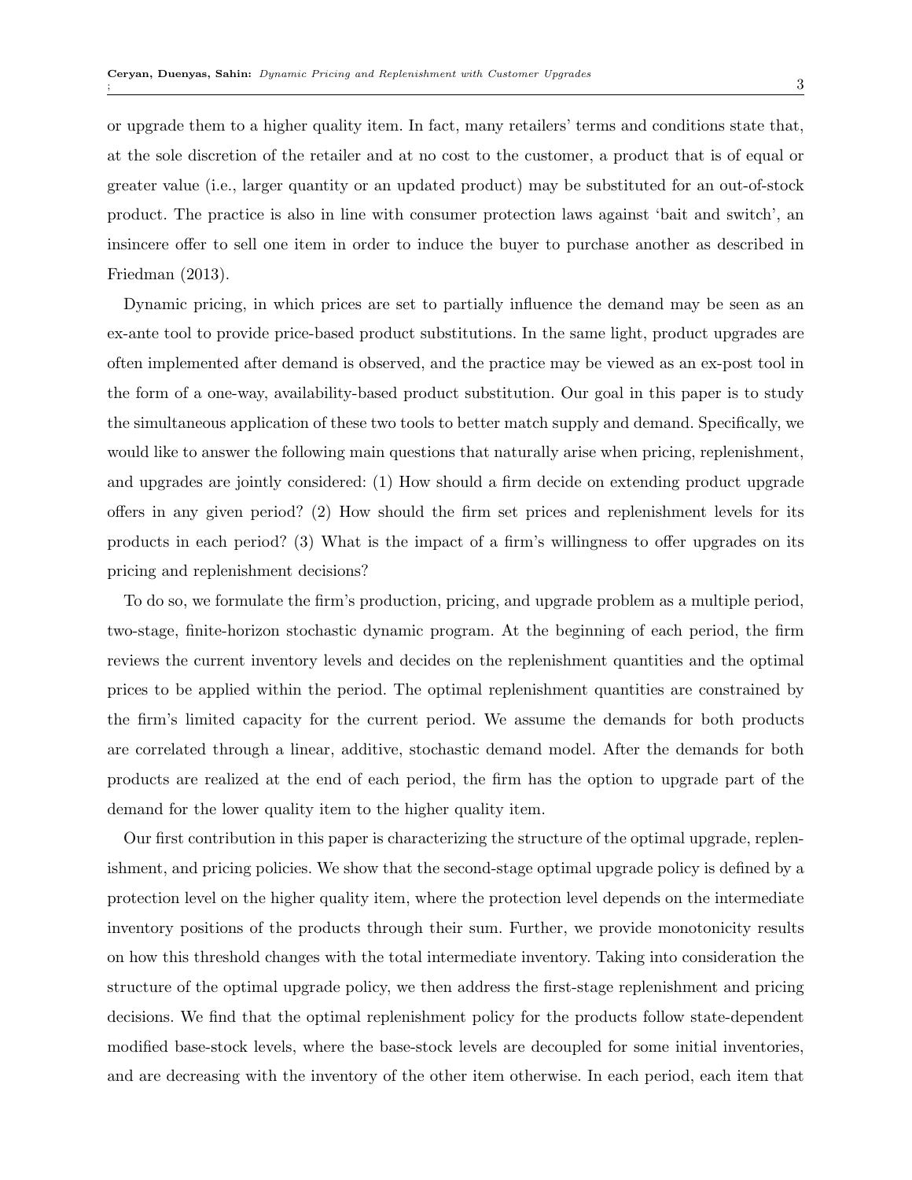or upgrade them to a higher quality item. In fact, many retailers' terms and conditions state that, at the sole discretion of the retailer and at no cost to the customer, a product that is of equal or greater value (i.e., larger quantity or an updated product) may be substituted for an out-of-stock product. The practice is also in line with consumer protection laws against 'bait and switch', an insincere offer to sell one item in order to induce the buyer to purchase another as described in Friedman (2013).

Dynamic pricing, in which prices are set to partially influence the demand may be seen as an ex-ante tool to provide price-based product substitutions. In the same light, product upgrades are often implemented after demand is observed, and the practice may be viewed as an ex-post tool in the form of a one-way, availability-based product substitution. Our goal in this paper is to study the simultaneous application of these two tools to better match supply and demand. Specifically, we would like to answer the following main questions that naturally arise when pricing, replenishment, and upgrades are jointly considered: (1) How should a firm decide on extending product upgrade offers in any given period? (2) How should the firm set prices and replenishment levels for its products in each period? (3) What is the impact of a firm's willingness to offer upgrades on its pricing and replenishment decisions?

To do so, we formulate the firm's production, pricing, and upgrade problem as a multiple period, two-stage, finite-horizon stochastic dynamic program. At the beginning of each period, the firm reviews the current inventory levels and decides on the replenishment quantities and the optimal prices to be applied within the period. The optimal replenishment quantities are constrained by the firm's limited capacity for the current period. We assume the demands for both products are correlated through a linear, additive, stochastic demand model. After the demands for both products are realized at the end of each period, the firm has the option to upgrade part of the demand for the lower quality item to the higher quality item.

Our first contribution in this paper is characterizing the structure of the optimal upgrade, replenishment, and pricing policies. We show that the second-stage optimal upgrade policy is defined by a protection level on the higher quality item, where the protection level depends on the intermediate inventory positions of the products through their sum. Further, we provide monotonicity results on how this threshold changes with the total intermediate inventory. Taking into consideration the structure of the optimal upgrade policy, we then address the first-stage replenishment and pricing decisions. We find that the optimal replenishment policy for the products follow state-dependent modified base-stock levels, where the base-stock levels are decoupled for some initial inventories, and are decreasing with the inventory of the other item otherwise. In each period, each item that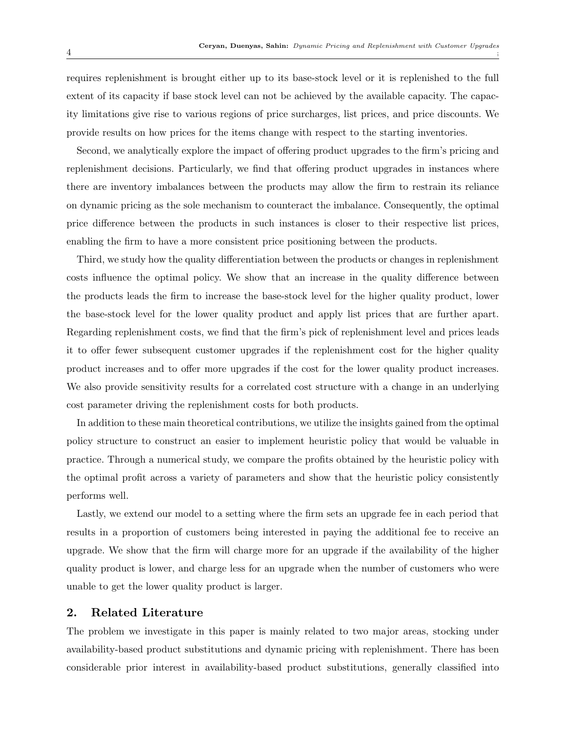requires replenishment is brought either up to its base-stock level or it is replenished to the full extent of its capacity if base stock level can not be achieved by the available capacity. The capacity limitations give rise to various regions of price surcharges, list prices, and price discounts. We provide results on how prices for the items change with respect to the starting inventories.

Second, we analytically explore the impact of offering product upgrades to the firm's pricing and replenishment decisions. Particularly, we find that offering product upgrades in instances where there are inventory imbalances between the products may allow the firm to restrain its reliance on dynamic pricing as the sole mechanism to counteract the imbalance. Consequently, the optimal price difference between the products in such instances is closer to their respective list prices, enabling the firm to have a more consistent price positioning between the products.

Third, we study how the quality differentiation between the products or changes in replenishment costs influence the optimal policy. We show that an increase in the quality difference between the products leads the firm to increase the base-stock level for the higher quality product, lower the base-stock level for the lower quality product and apply list prices that are further apart. Regarding replenishment costs, we find that the firm's pick of replenishment level and prices leads it to offer fewer subsequent customer upgrades if the replenishment cost for the higher quality product increases and to offer more upgrades if the cost for the lower quality product increases. We also provide sensitivity results for a correlated cost structure with a change in an underlying cost parameter driving the replenishment costs for both products.

In addition to these main theoretical contributions, we utilize the insights gained from the optimal policy structure to construct an easier to implement heuristic policy that would be valuable in practice. Through a numerical study, we compare the profits obtained by the heuristic policy with the optimal profit across a variety of parameters and show that the heuristic policy consistently performs well.

Lastly, we extend our model to a setting where the firm sets an upgrade fee in each period that results in a proportion of customers being interested in paying the additional fee to receive an upgrade. We show that the firm will charge more for an upgrade if the availability of the higher quality product is lower, and charge less for an upgrade when the number of customers who were unable to get the lower quality product is larger.

## 2. Related Literature

The problem we investigate in this paper is mainly related to two major areas, stocking under availability-based product substitutions and dynamic pricing with replenishment. There has been considerable prior interest in availability-based product substitutions, generally classified into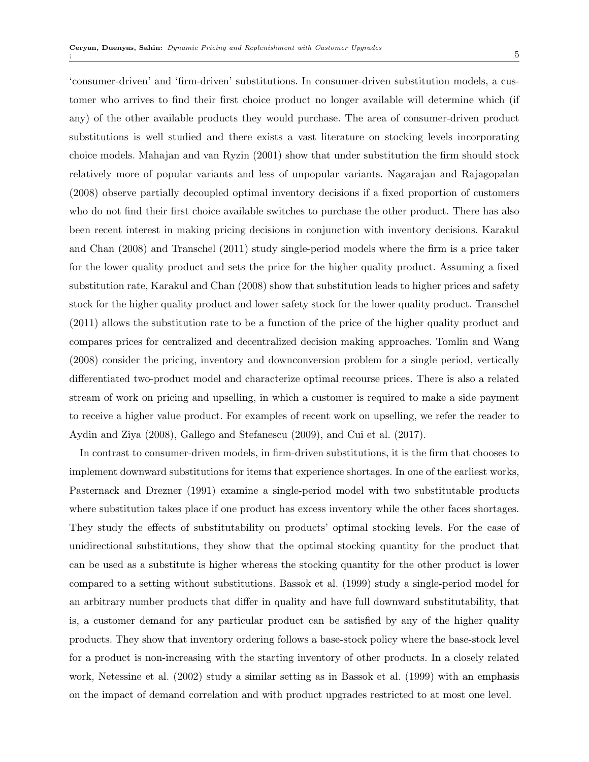'consumer-driven' and 'firm-driven' substitutions. In consumer-driven substitution models, a customer who arrives to find their first choice product no longer available will determine which (if any) of the other available products they would purchase. The area of consumer-driven product substitutions is well studied and there exists a vast literature on stocking levels incorporating choice models. Mahajan and van Ryzin (2001) show that under substitution the firm should stock relatively more of popular variants and less of unpopular variants. Nagarajan and Rajagopalan (2008) observe partially decoupled optimal inventory decisions if a fixed proportion of customers who do not find their first choice available switches to purchase the other product. There has also been recent interest in making pricing decisions in conjunction with inventory decisions. Karakul and Chan (2008) and Transchel (2011) study single-period models where the firm is a price taker for the lower quality product and sets the price for the higher quality product. Assuming a fixed substitution rate, Karakul and Chan (2008) show that substitution leads to higher prices and safety stock for the higher quality product and lower safety stock for the lower quality product. Transchel (2011) allows the substitution rate to be a function of the price of the higher quality product and compares prices for centralized and decentralized decision making approaches. Tomlin and Wang (2008) consider the pricing, inventory and downconversion problem for a single period, vertically differentiated two-product model and characterize optimal recourse prices. There is also a related stream of work on pricing and upselling, in which a customer is required to make a side payment to receive a higher value product. For examples of recent work on upselling, we refer the reader to Aydin and Ziya (2008), Gallego and Stefanescu (2009), and Cui et al. (2017).

In contrast to consumer-driven models, in firm-driven substitutions, it is the firm that chooses to implement downward substitutions for items that experience shortages. In one of the earliest works, Pasternack and Drezner (1991) examine a single-period model with two substitutable products where substitution takes place if one product has excess inventory while the other faces shortages. They study the effects of substitutability on products' optimal stocking levels. For the case of unidirectional substitutions, they show that the optimal stocking quantity for the product that can be used as a substitute is higher whereas the stocking quantity for the other product is lower compared to a setting without substitutions. Bassok et al. (1999) study a single-period model for an arbitrary number products that differ in quality and have full downward substitutability, that is, a customer demand for any particular product can be satisfied by any of the higher quality products. They show that inventory ordering follows a base-stock policy where the base-stock level for a product is non-increasing with the starting inventory of other products. In a closely related work, Netessine et al. (2002) study a similar setting as in Bassok et al. (1999) with an emphasis on the impact of demand correlation and with product upgrades restricted to at most one level.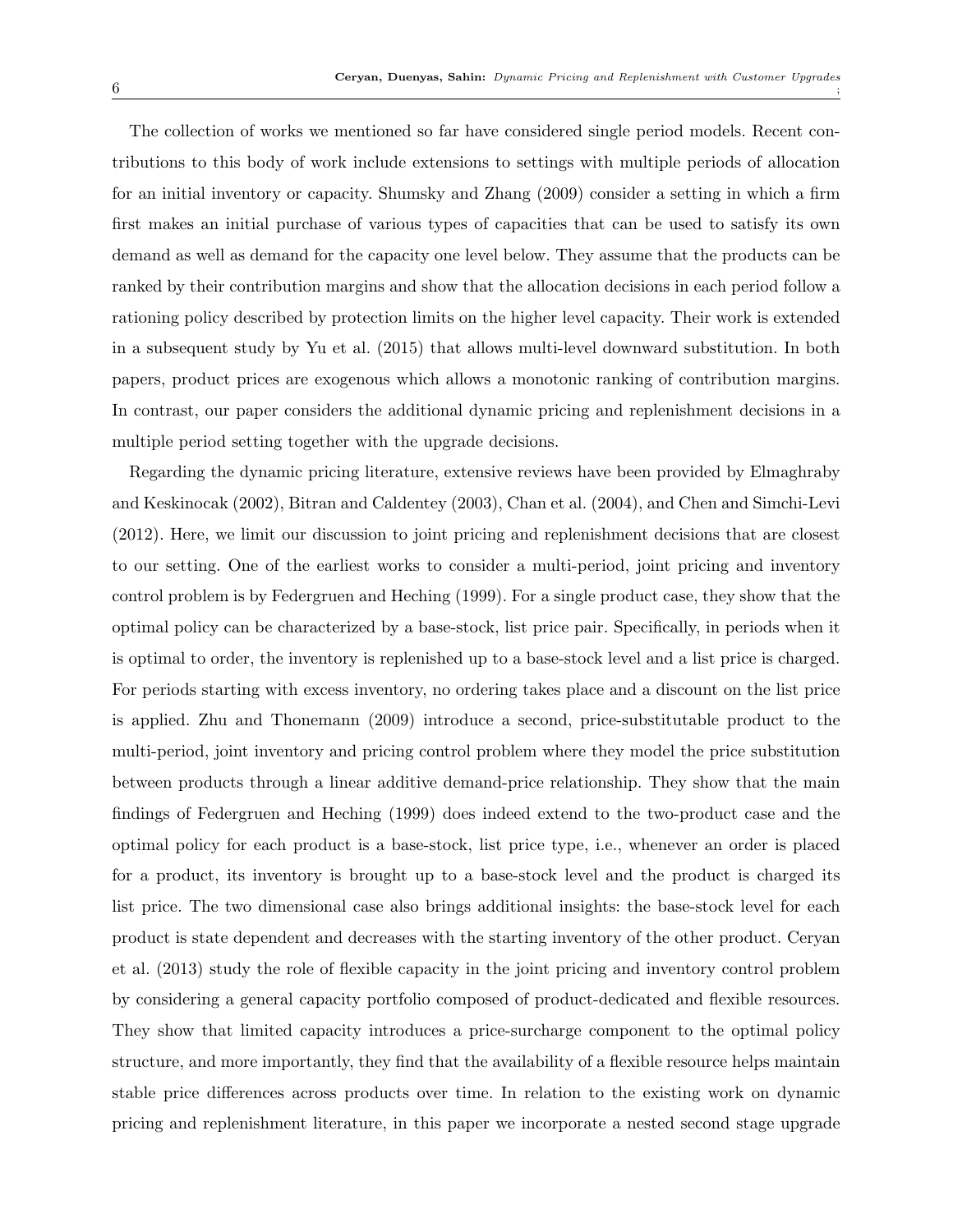The collection of works we mentioned so far have considered single period models. Recent contributions to this body of work include extensions to settings with multiple periods of allocation for an initial inventory or capacity. Shumsky and Zhang (2009) consider a setting in which a firm first makes an initial purchase of various types of capacities that can be used to satisfy its own demand as well as demand for the capacity one level below. They assume that the products can be ranked by their contribution margins and show that the allocation decisions in each period follow a rationing policy described by protection limits on the higher level capacity. Their work is extended in a subsequent study by Yu et al. (2015) that allows multi-level downward substitution. In both papers, product prices are exogenous which allows a monotonic ranking of contribution margins. In contrast, our paper considers the additional dynamic pricing and replenishment decisions in a multiple period setting together with the upgrade decisions.

Regarding the dynamic pricing literature, extensive reviews have been provided by Elmaghraby and Keskinocak (2002), Bitran and Caldentey (2003), Chan et al. (2004), and Chen and Simchi-Levi (2012). Here, we limit our discussion to joint pricing and replenishment decisions that are closest to our setting. One of the earliest works to consider a multi-period, joint pricing and inventory control problem is by Federgruen and Heching (1999). For a single product case, they show that the optimal policy can be characterized by a base-stock, list price pair. Specifically, in periods when it is optimal to order, the inventory is replenished up to a base-stock level and a list price is charged. For periods starting with excess inventory, no ordering takes place and a discount on the list price is applied. Zhu and Thonemann (2009) introduce a second, price-substitutable product to the multi-period, joint inventory and pricing control problem where they model the price substitution between products through a linear additive demand-price relationship. They show that the main findings of Federgruen and Heching (1999) does indeed extend to the two-product case and the optimal policy for each product is a base-stock, list price type, i.e., whenever an order is placed for a product, its inventory is brought up to a base-stock level and the product is charged its list price. The two dimensional case also brings additional insights: the base-stock level for each product is state dependent and decreases with the starting inventory of the other product. Ceryan et al. (2013) study the role of flexible capacity in the joint pricing and inventory control problem by considering a general capacity portfolio composed of product-dedicated and flexible resources. They show that limited capacity introduces a price-surcharge component to the optimal policy structure, and more importantly, they find that the availability of a flexible resource helps maintain stable price differences across products over time. In relation to the existing work on dynamic pricing and replenishment literature, in this paper we incorporate a nested second stage upgrade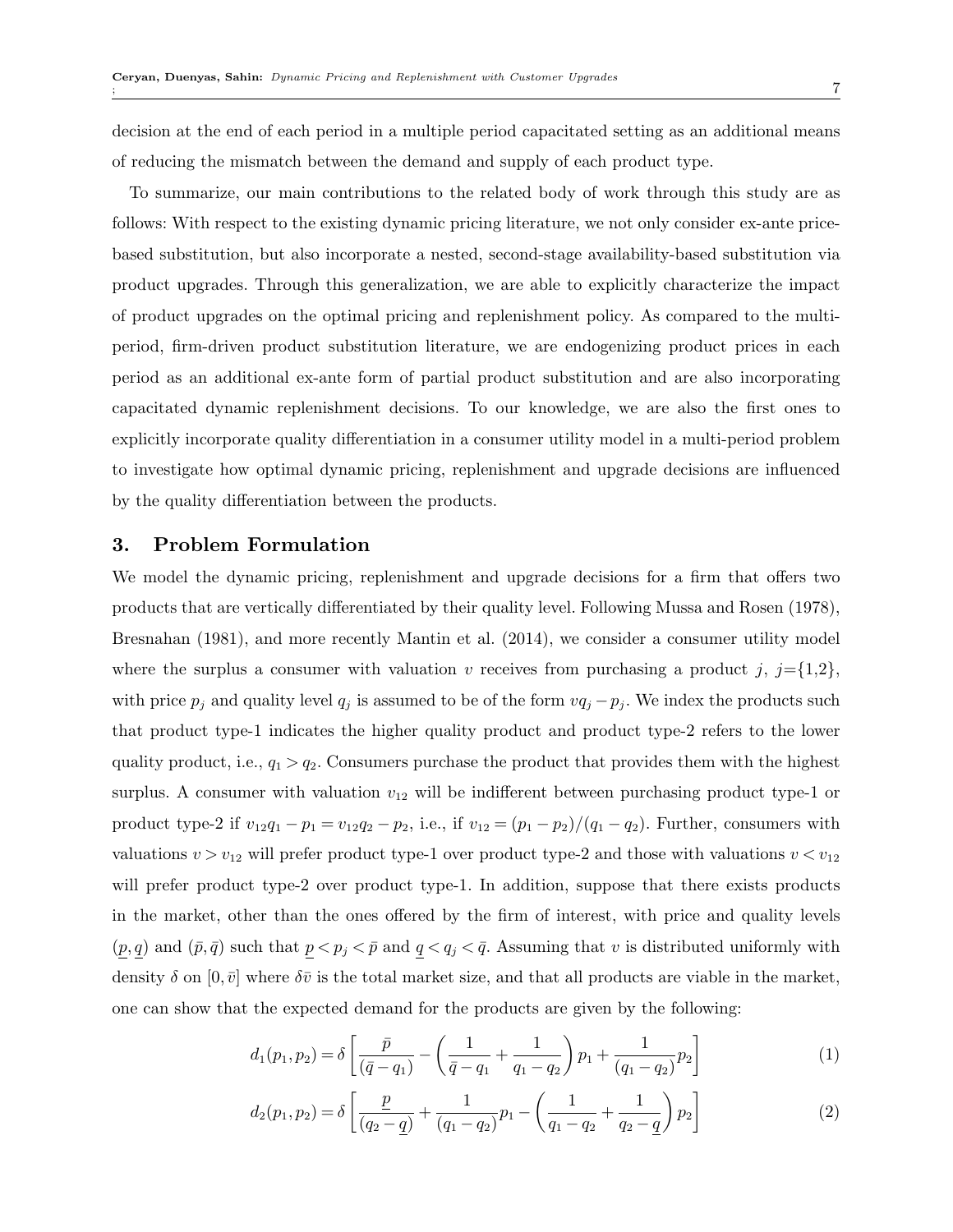decision at the end of each period in a multiple period capacitated setting as an additional means of reducing the mismatch between the demand and supply of each product type.

To summarize, our main contributions to the related body of work through this study are as follows: With respect to the existing dynamic pricing literature, we not only consider ex-ante price-based substitution, but also incorporate a nested, second-stage availability-based substitution via product upgrades. Through this generalization, we are able to explicitly characterize the impact of product upgrades on the optimal pricing and replenishment policy. As compared to the multi-period, firm-driven product substitution literature, we are endogenizing product prices in each period as an additional ex-ante form of partial product substitution and are also incorporating capacitated dynamic replenishment decisions. To our knowledge, we are also the first ones to explicitly incorporate quality differentiation in a consumer utility model in a multi-period problem to investigate how optimal dynamic pricing, replenishment and upgrade decisions are influenced by the quality differentiation between the products.

## 3. Problem Formulation

We model the dynamic pricing, replenishment and upgrade decisions for a firm that offers two products that are vertically differentiated by their quality level. Following Mussa and Rosen (1978), Bresnahan (1981), and more recently Mantin et al. (2014), we consider a consumer utility model where the surplus a consumer with valuation $v$ receives from purchasing a product $j$, $j$={1,2}, with price $p_j$ and quality level $q_j$ is assumed to be of the form $vq_j - p_j$. We index the products such that product type-1 indicates the higher quality product and product type-2 refers to the lower quality product, i.e., $q_1 > q_2$. Consumers purchase the product that provides them with the highest surplus. A consumer with valuation $v_{12}$ will be indifferent between purchasing product type-1 or product type-2 if $v_{12}q_1 - p_1 = v_{12}q_2 - p_2$, i.e., if $v_{12} = (p_1 - p_2)/(q_1 - q_2)$. Further, consumers with valuations $v > v_{12}$ will prefer product type-1 over product type-2 and those with valuations $v < v_{12}$ will prefer product type-2 over product type-1. In addition, suppose that there exists products in the market, other than the ones offered by the firm of interest, with price and quality levels $(\underline{p}, \underline{q})$ and $(\bar{p}, \bar{q})$ such that $\underline{p} < p_j < \bar{p}$ and $\underline{q} < q_j < \bar{q}$. Assuming that $v$ is distributed uniformly with density $\delta$ on $[0, \bar{v}]$ where $\delta\bar{v}$ is the total market size, and that all products are viable in the market, one can show that the expected demand for the products are given by the following:

$$d_1(p_1, p_2) = \delta \left[ \frac{\bar{p}}{(\bar{q} - q_1)} - \left( \frac{1}{\bar{q} - q_1} + \frac{1}{q_1 - q_2} \right) p_1 + \frac{1}{(q_1 - q_2)} p_2 \right] \tag{1}$$

$$d_2(p_1, p_2) = \delta \left[ \frac{\underline{p}}{(q_2 - \underline{q})} + \frac{1}{(q_1 - q_2)} p_1 - \left( \frac{1}{q_1 - q_2} + \frac{1}{q_2 - \underline{q}} \right) p_2 \right] \tag{2}$$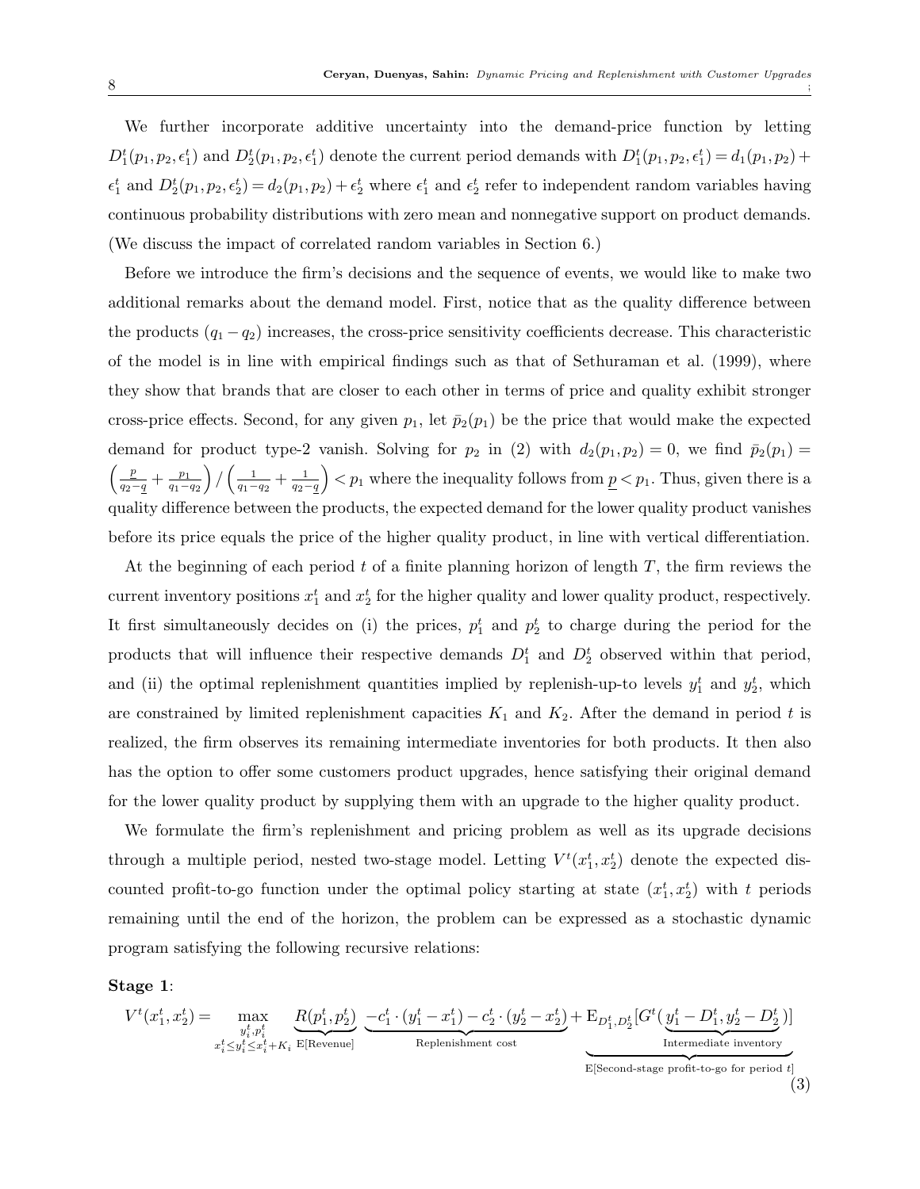We further incorporate additive uncertainty into the demand-price function by letting $D_1^t(p_1, p_2, \epsilon_1^t)$ and $D_2^t(p_1, p_2, \epsilon_1^t)$ denote the current period demands with $D_1^t(p_1, p_2, \epsilon_1^t) = d_1(p_1, p_2) + \epsilon_1^t$ and $D_2^t(p_1, p_2, \epsilon_2^t) = d_2(p_1, p_2) + \epsilon_2^t$ where $\epsilon_1^t$ and $\epsilon_2^t$ refer to independent random variables having continuous probability distributions with zero mean and nonnegative support on product demands. (We discuss the impact of correlated random variables in Section 6.)

Before we introduce the firm's decisions and the sequence of events, we would like to make two additional remarks about the demand model. First, notice that as the quality difference between the products $(q_1 - q_2)$ increases, the cross-price sensitivity coefficients decrease. This characteristic of the model is in line with empirical findings such as that of Sethuraman et al. (1999), where they show that brands that are closer to each other in terms of price and quality exhibit stronger cross-price effects. Second, for any given $p_1$, let $\bar{p}_2(p_1)$ be the price that would make the expected demand for product type-2 vanish. Solving for $p_2$ in (2) with $d_2(p_1, p_2) = 0$, we find $\bar{p}_2(p_1) = \left(\frac{\underline{p}}{q_2 - \underline{q}} + \frac{p_1}{q_1 - q_2}\right) / \left(\frac{1}{q_1 - q_2} + \frac{1}{q_2 - \underline{q}}\right) < p_1$ where the inequality follows from $\underline{p} < p_1$. Thus, given there is a quality difference between the products, the expected demand for the lower quality product vanishes before its price equals the price of the higher quality product, in line with vertical differentiation.

At the beginning of each period $t$ of a finite planning horizon of length $T$, the firm reviews the current inventory positions $x_1^t$ and $x_2^t$ for the higher quality and lower quality product, respectively. It first simultaneously decides on (i) the prices, $p_1^t$ and $p_2^t$ to charge during the period for the products that will influence their respective demands $D_1^t$ and $D_2^t$ observed within that period, and (ii) the optimal replenishment quantities implied by replenish-up-to levels $y_1^t$ and $y_2^t$, which are constrained by limited replenishment capacities $K_1$ and $K_2$. After the demand in period $t$ is realized, the firm observes its remaining intermediate inventories for both products. It then also has the option to offer some customers product upgrades, hence satisfying their original demand for the lower quality product by supplying them with an upgrade to the higher quality product.

We formulate the firm's replenishment and pricing problem as well as its upgrade decisions through a multiple period, nested two-stage model. Letting $V^t(x_1^t, x_2^t)$ denote the expected discounted profit-to-go function under the optimal policy starting at state $(x_1^t, x_2^t)$ with $t$ periods remaining until the end of the horizon, the problem can be expressed as a stochastic dynamic program satisfying the following recursive relations:

**Stage 1**:

$$V^t(x_1^t, x_2^t) = \max_{\substack{y_i^t, p_i^t \\ x_i^t \le y_i^t \le x_i^t + K_i}} \underbrace{R(p_1^t, p_2^t)}_{\text{E[Revenue]}} \underbrace{-c_1^t \cdot (y_1^t - x_1^t) - c_2^t \cdot (y_2^t - x_2^t)}_{\text{Replenishment cost}} + \underbrace{\mathrm{E}_{D_1^t, D_2^t}[G^t(\underbrace{y_1^t - D_1^t, y_2^t - D_2^t}_{\text{Intermediate inventory}})]}_{\text{E[Second-stage profit-to-go for period } t]} \tag{3}$$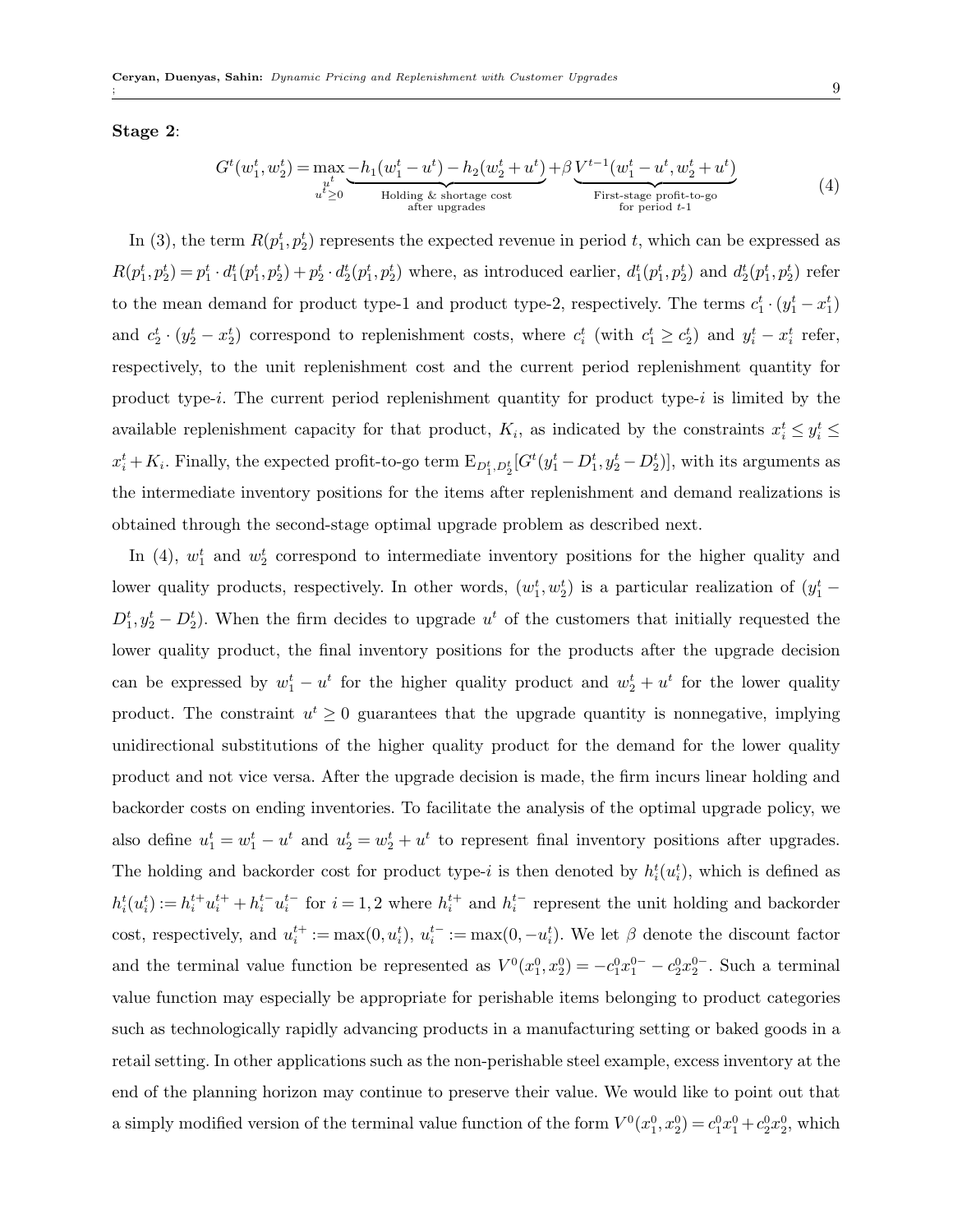**Stage 2**:

$$G^t(w_1^t, w_2^t) = \max_{\substack{u^t \\ u^t \geq 0}} \underbrace{-h_1(w_1^t - u^t) - h_2(w_2^t + u^t)}_{\substack{\text{Holding \& shortage cost} \\ \text{after upgrades}}} + \beta \underbrace{V^{t-1}(w_1^t - u^t, w_2^t + u^t)}_{\substack{\text{First-stage profit-to-go} \\ \text{for period } t\text{-1}}} \tag{4}$$

In (3), the term $R(p_1^t, p_2^t)$ represents the expected revenue in period $t$, which can be expressed as $R(p_1^t, p_2^t) = p_1^t \cdot d_1^t(p_1^t, p_2^t) + p_2^t \cdot d_2^t(p_1^t, p_2^t)$ where, as introduced earlier, $d_1^t(p_1^t, p_2^t)$ and $d_2^t(p_1^t, p_2^t)$ refer to the mean demand for product type-1 and product type-2, respectively. The terms $c_1^t \cdot (y_1^t - x_1^t)$ and $c_2^t \cdot (y_2^t - x_2^t)$ correspond to replenishment costs, where $c_i^t$ (with $c_1^t \geq c_2^t$) and $y_i^t - x_i^t$ refer, respectively, to the unit replenishment cost and the current period replenishment quantity for product type-$i$. The current period replenishment quantity for product type-$i$ is limited by the available replenishment capacity for that product, $K_i$, as indicated by the constraints $x_i^t \leq y_i^t \leq x_i^t + K_i$. Finally, the expected profit-to-go term $\mathrm{E}_{D_1^t, D_2^t}[G^t(y_1^t - D_1^t, y_2^t - D_2^t)]$, with its arguments as the intermediate inventory positions for the items after replenishment and demand realizations is obtained through the second-stage optimal upgrade problem as described next.

In (4), $w_1^t$ and $w_2^t$ correspond to intermediate inventory positions for the higher quality and lower quality products, respectively. In other words, $(w_1^t, w_2^t)$ is a particular realization of $(y_1^t - D_1^t, y_2^t - D_2^t)$. When the firm decides to upgrade $u^t$ of the customers that initially requested the lower quality product, the final inventory positions for the products after the upgrade decision can be expressed by $w_1^t - u^t$ for the higher quality product and $w_2^t + u^t$ for the lower quality product. The constraint $u^t \geq 0$ guarantees that the upgrade quantity is nonnegative, implying unidirectional substitutions of the higher quality product for the demand for the lower quality product and not vice versa. After the upgrade decision is made, the firm incurs linear holding and backorder costs on ending inventories. To facilitate the analysis of the optimal upgrade policy, we also define $u_1^t = w_1^t - u^t$ and $u_2^t = w_2^t + u^t$ to represent final inventory positions after upgrades. The holding and backorder cost for product type-$i$ is then denoted by $h_i^t(u_i^t)$, which is defined as $h_i^t(u_i^t) := h_i^{t+} u_i^{t+} + h_i^{t-} u_i^{t-}$ for $i = 1, 2$ where $h_i^{t+}$ and $h_i^{t-}$ represent the unit holding and backorder cost, respectively, and $u_i^{t+} := \max(0, u_i^t)$, $u_i^{t-} := \max(0, -u_i^t)$. We let $\beta$ denote the discount factor and the terminal value function be represented as $V^0(x_1^0, x_2^0) = -c_1^0 x_1^{0-} - c_2^0 x_2^{0-}$. Such a terminal value function may especially be appropriate for perishable items belonging to product categories such as technologically rapidly advancing products in a manufacturing setting or baked goods in a retail setting. In other applications such as the non-perishable steel example, excess inventory at the end of the planning horizon may continue to preserve their value. We would like to point out that a simply modified version of the terminal value function of the form $V^0(x_1^0, x_2^0) = c_1^0 x_1^0 + c_2^0 x_2^0$, which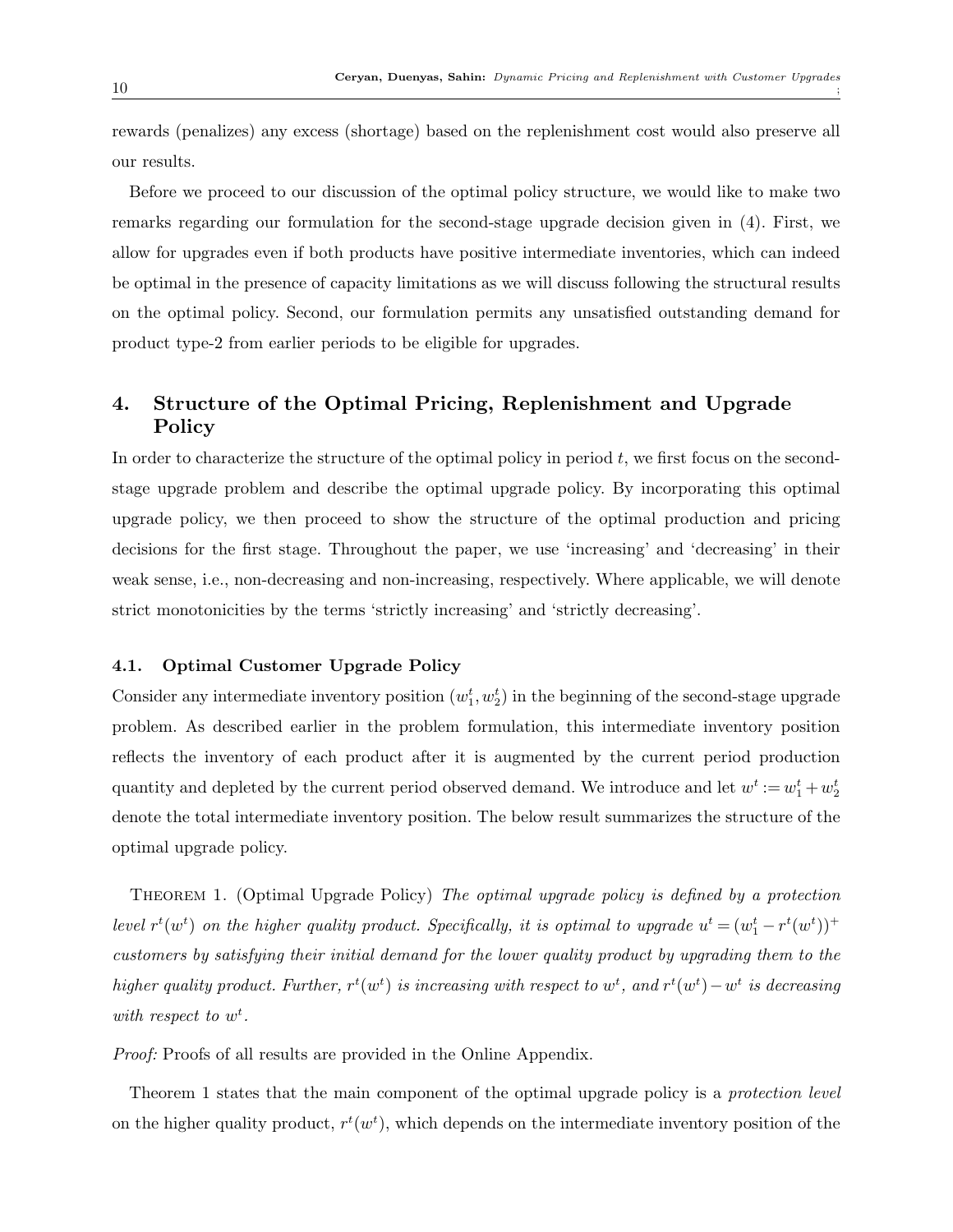rewards (penalizes) any excess (shortage) based on the replenishment cost would also preserve all our results.

Before we proceed to our discussion of the optimal policy structure, we would like to make two remarks regarding our formulation for the second-stage upgrade decision given in (4). First, we allow for upgrades even if both products have positive intermediate inventories, which can indeed be optimal in the presence of capacity limitations as we will discuss following the structural results on the optimal policy. Second, our formulation permits any unsatisfied outstanding demand for product type-2 from earlier periods to be eligible for upgrades.

## 4. Structure of the Optimal Pricing, Replenishment and Upgrade Policy

In order to characterize the structure of the optimal policy in period $t$, we first focus on the second-stage upgrade problem and describe the optimal upgrade policy. By incorporating this optimal upgrade policy, we then proceed to show the structure of the optimal production and pricing decisions for the first stage. Throughout the paper, we use 'increasing' and 'decreasing' in their weak sense, i.e., non-decreasing and non-increasing, respectively. Where applicable, we will denote strict monotonicities by the terms 'strictly increasing' and 'strictly decreasing'.

### 4.1. Optimal Customer Upgrade Policy

Consider any intermediate inventory position $(w_1^t, w_2^t)$ in the beginning of the second-stage upgrade problem. As described earlier in the problem formulation, this intermediate inventory position reflects the inventory of each product after it is augmented by the current period production quantity and depleted by the current period observed demand. We introduce and let $w^t := w_1^t + w_2^t$ denote the total intermediate inventory position. The below result summarizes the structure of the optimal upgrade policy.

Theorem 1. (Optimal Upgrade Policy) *The optimal upgrade policy is defined by a protection level $r^t(w^t)$ on the higher quality product. Specifically, it is optimal to upgrade $u^t = (w_1^t - r^t(w^t))^+$ customers by satisfying their initial demand for the lower quality product by upgrading them to the higher quality product. Further, $r^t(w^t)$ is increasing with respect to $w^t$, and $r^t(w^t) - w^t$ is decreasing with respect to $w^t$.*

*Proof:* Proofs of all results are provided in the Online Appendix.

Theorem 1 states that the main component of the optimal upgrade policy is a *protection level* on the higher quality product, $r^t(w^t)$, which depends on the intermediate inventory position of the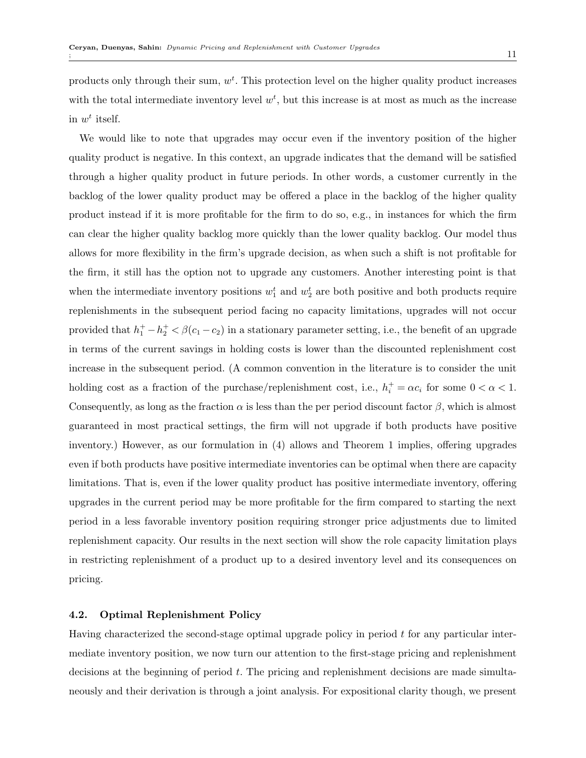products only through their sum, $w^t$. This protection level on the higher quality product increases with the total intermediate inventory level $w^t$, but this increase is at most as much as the increase in $w^t$ itself.

We would like to note that upgrades may occur even if the inventory position of the higher quality product is negative. In this context, an upgrade indicates that the demand will be satisfied through a higher quality product in future periods. In other words, a customer currently in the backlog of the lower quality product may be offered a place in the backlog of the higher quality product instead if it is more profitable for the firm to do so, e.g., in instances for which the firm can clear the higher quality backlog more quickly than the lower quality backlog. Our model thus allows for more flexibility in the firm's upgrade decision, as when such a shift is not profitable for the firm, it still has the option not to upgrade any customers. Another interesting point is that when the intermediate inventory positions $w_1^t$ and $w_2^t$ are both positive and both products require replenishments in the subsequent period facing no capacity limitations, upgrades will not occur provided that $h_1^+ - h_2^+ < \beta(c_1 - c_2)$ in a stationary parameter setting, i.e., the benefit of an upgrade in terms of the current savings in holding costs is lower than the discounted replenishment cost increase in the subsequent period. (A common convention in the literature is to consider the unit holding cost as a fraction of the purchase/replenishment cost, i.e., $h_i^+ = \alpha c_i$ for some $0 < \alpha < 1$. Consequently, as long as the fraction $\alpha$ is less than the per period discount factor $\beta$, which is almost guaranteed in most practical settings, the firm will not upgrade if both products have positive inventory.) However, as our formulation in (4) allows and Theorem 1 implies, offering upgrades even if both products have positive intermediate inventories can be optimal when there are capacity limitations. That is, even if the lower quality product has positive intermediate inventory, offering upgrades in the current period may be more profitable for the firm compared to starting the next period in a less favorable inventory position requiring stronger price adjustments due to limited replenishment capacity. Our results in the next section will show the role capacity limitation plays in restricting replenishment of a product up to a desired inventory level and its consequences on pricing.

### 4.2. Optimal Replenishment Policy

Having characterized the second-stage optimal upgrade policy in period $t$ for any particular intermediate inventory position, we now turn our attention to the first-stage pricing and replenishment decisions at the beginning of period $t$. The pricing and replenishment decisions are made simultaneously and their derivation is through a joint analysis. For expositional clarity though, we present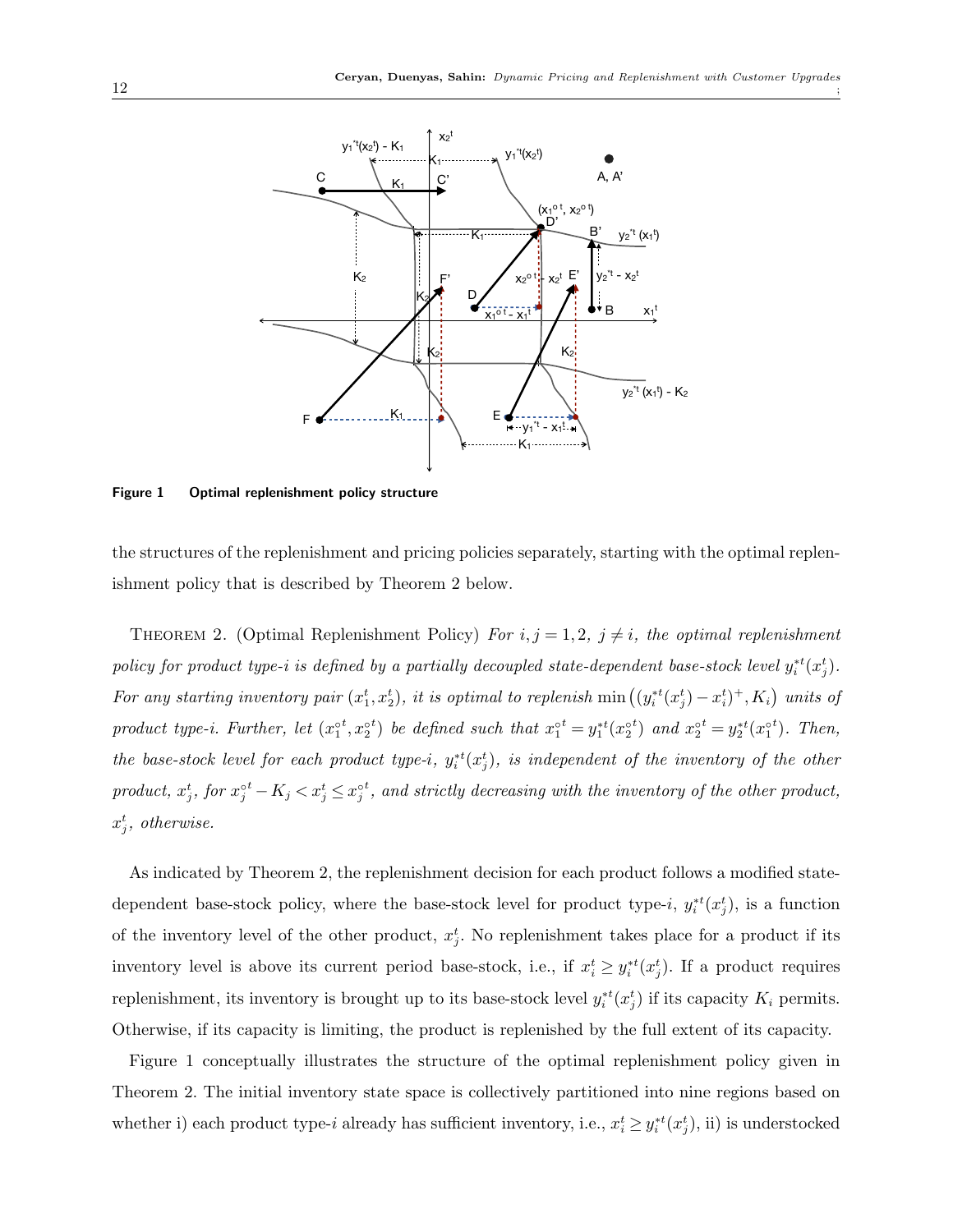**Figure 1** Optimal replenishment policy structure

the structures of the replenishment and pricing policies separately, starting with the optimal replenishment policy that is described by Theorem 2 below.

Theorem 2. (Optimal Replenishment Policy) *For $i, j = 1, 2,\ j \neq i$, the optimal replenishment policy for product type-$i$ is defined by a partially decoupled state-dependent base-stock level $y_i^{*t}(x_j^t)$. For any starting inventory pair $(x_1^t, x_2^t)$, it is optimal to replenish $\min\left((y_i^{*t}(x_j^t) - x_i^t)^+, K_i\right)$ units of product type-$i$. Further, let $(x_1^{\circ t}, x_2^{\circ t})$ be defined such that $x_1^{\circ t} = y_1^{*t}(x_2^{\circ t})$ and $x_2^{\circ t} = y_2^{*t}(x_1^{\circ t})$. Then, the base-stock level for each product type-$i$, $y_i^{*t}(x_j^t)$, is independent of the inventory of the other product, $x_j^t$, for $x_j^{\circ t} - K_j < x_j^t \leq x_j^{\circ t}$, and strictly decreasing with the inventory of the other product, $x_j^t$, otherwise.*

As indicated by Theorem 2, the replenishment decision for each product follows a modified state-dependent base-stock policy, where the base-stock level for product type-$i$, $y_i^{*t}(x_j^t)$, is a function of the inventory level of the other product, $x_j^t$. No replenishment takes place for a product if its inventory level is above its current period base-stock, i.e., if $x_i^t \geq y_i^{*t}(x_j^t)$. If a product requires replenishment, its inventory is brought up to its base-stock level $y_i^{*t}(x_j^t)$ if its capacity $K_i$ permits. Otherwise, if its capacity is limiting, the product is replenished by the full extent of its capacity.

Figure 1 conceptually illustrates the structure of the optimal replenishment policy given in Theorem 2. The initial inventory state space is collectively partitioned into nine regions based on whether i) each product type-$i$ already has sufficient inventory, i.e., $x_i^t \geq y_i^{*t}(x_j^t)$, ii) is understocked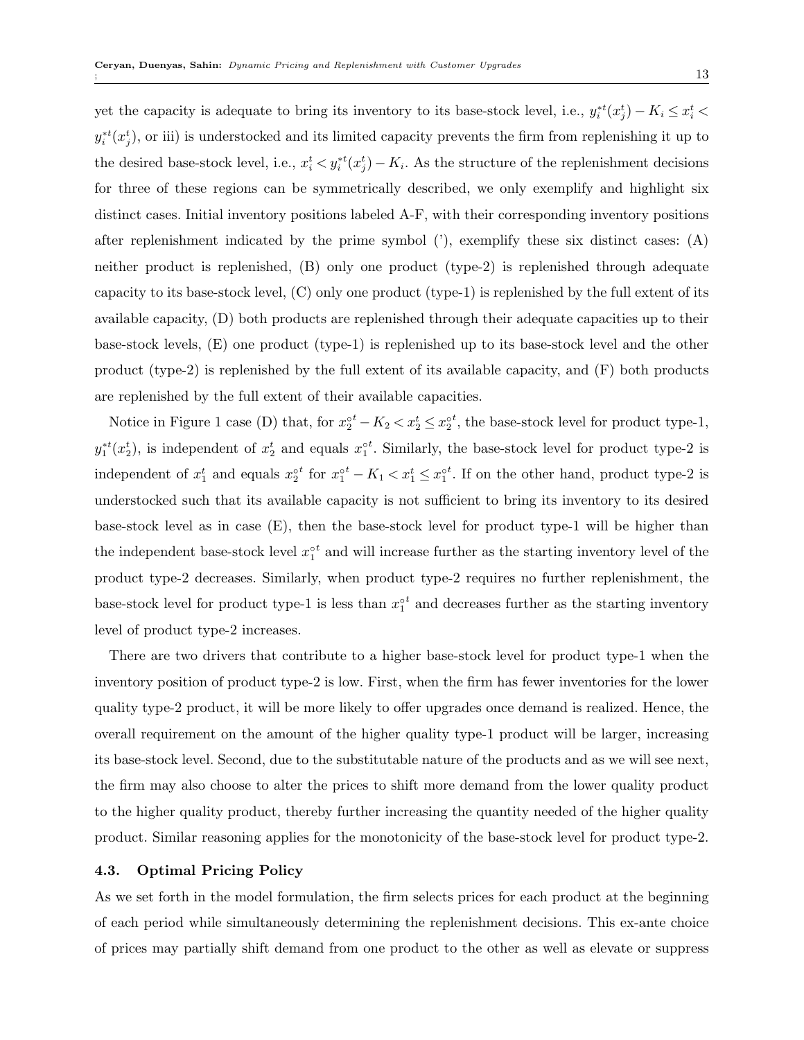yet the capacity is adequate to bring its inventory to its base-stock level, i.e., $y_i^{*t}(x_j^t) - K_i \le x_i^t < y_i^{*t}(x_j^t)$, or iii) is understocked and its limited capacity prevents the firm from replenishing it up to the desired base-stock level, i.e., $x_i^t < y_i^{*t}(x_j^t) - K_i$. As the structure of the replenishment decisions for three of these regions can be symmetrically described, we only exemplify and highlight six distinct cases. Initial inventory positions labeled A-F, with their corresponding inventory positions after replenishment indicated by the prime symbol ('), exemplify these six distinct cases: (A) neither product is replenished, (B) only one product (type-2) is replenished through adequate capacity to its base-stock level, (C) only one product (type-1) is replenished by the full extent of its available capacity, (D) both products are replenished through their adequate capacities up to their base-stock levels, (E) one product (type-1) is replenished up to its base-stock level and the other product (type-2) is replenished by the full extent of its available capacity, and (F) both products are replenished by the full extent of their available capacities.

Notice in Figure 1 case (D) that, for $x_2^{\circ t} - K_2 < x_2^t \le x_2^{\circ t}$, the base-stock level for product type-1, $y_1^{*t}(x_2^t)$, is independent of $x_2^t$ and equals $x_1^{\circ t}$. Similarly, the base-stock level for product type-2 is independent of $x_1^t$ and equals $x_2^{\circ t}$ for $x_1^{\circ t} - K_1 < x_1^t \le x_1^{\circ t}$. If on the other hand, product type-2 is understocked such that its available capacity is not sufficient to bring its inventory to its desired base-stock level as in case (E), then the base-stock level for product type-1 will be higher than the independent base-stock level $x_1^{\circ t}$ and will increase further as the starting inventory level of the product type-2 decreases. Similarly, when product type-2 requires no further replenishment, the base-stock level for product type-1 is less than $x_1^{\circ t}$ and decreases further as the starting inventory level of product type-2 increases.

There are two drivers that contribute to a higher base-stock level for product type-1 when the inventory position of product type-2 is low. First, when the firm has fewer inventories for the lower quality type-2 product, it will be more likely to offer upgrades once demand is realized. Hence, the overall requirement on the amount of the higher quality type-1 product will be larger, increasing its base-stock level. Second, due to the substitutable nature of the products and as we will see next, the firm may also choose to alter the prices to shift more demand from the lower quality product to the higher quality product, thereby further increasing the quantity needed of the higher quality product. Similar reasoning applies for the monotonicity of the base-stock level for product type-2.

### 4.3. Optimal Pricing Policy

As we set forth in the model formulation, the firm selects prices for each product at the beginning of each period while simultaneously determining the replenishment decisions. This ex-ante choice of prices may partially shift demand from one product to the other as well as elevate or suppress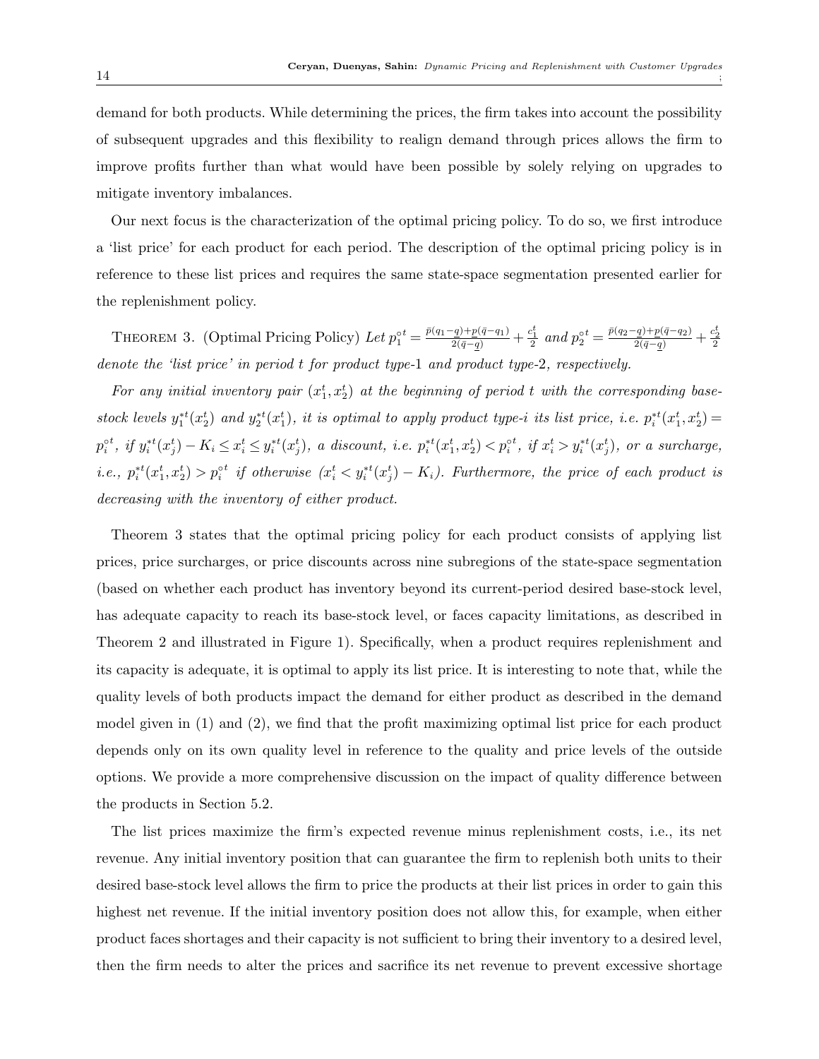demand for both products. While determining the prices, the firm takes into account the possibility of subsequent upgrades and this flexibility to realign demand through prices allows the firm to improve profits further than what would have been possible by solely relying on upgrades to mitigate inventory imbalances.

Our next focus is the characterization of the optimal pricing policy. To do so, we first introduce a 'list price' for each product for each period. The description of the optimal pricing policy is in reference to these list prices and requires the same state-space segmentation presented earlier for the replenishment policy.

THEOREM 3. (Optimal Pricing Policy) *Let* $p_1^{\circ t} = \frac{\bar{p}(q_1 - \underline{q}) + \underline{p}(\bar{q} - q_1)}{2(\bar{q} - \underline{q})} + \frac{c_1^t}{2}$ *and* $p_2^{\circ t} = \frac{\bar{p}(q_2 - \underline{q}) + \underline{p}(\bar{q} - q_2)}{2(\bar{q} - \underline{q})} + \frac{c_2^t}{2}$ *denote the 'list price' in period* $t$ *for product type-*1 *and product type-*2*, respectively.*

*For any initial inventory pair* $(x_1^t, x_2^t)$ *at the beginning of period* $t$ *with the corresponding base-stock levels* $y_1^{*t}(x_2^t)$ *and* $y_2^{*t}(x_1^t)$*, it is optimal to apply product type-*$i$ *its list price, i.e.* $p_i^{*t}(x_1^t, x_2^t) = p_i^{\circ t}$*, if* $y_i^{*t}(x_j^t) - K_i \leq x_i^t \leq y_i^{*t}(x_j^t)$*, a discount, i.e.* $p_i^{*t}(x_1^t, x_2^t) < p_i^{\circ t}$*, if* $x_i^t > y_i^{*t}(x_j^t)$*, or a surcharge, i.e.,* $p_i^{*t}(x_1^t, x_2^t) > p_i^{\circ t}$ *if otherwise* $(x_i^t < y_i^{*t}(x_j^t) - K_i)$*. Furthermore, the price of each product is decreasing with the inventory of either product.*

Theorem 3 states that the optimal pricing policy for each product consists of applying list prices, price surcharges, or price discounts across nine subregions of the state-space segmentation (based on whether each product has inventory beyond its current-period desired base-stock level, has adequate capacity to reach its base-stock level, or faces capacity limitations, as described in Theorem 2 and illustrated in Figure 1). Specifically, when a product requires replenishment and its capacity is adequate, it is optimal to apply its list price. It is interesting to note that, while the quality levels of both products impact the demand for either product as described in the demand model given in (1) and (2), we find that the profit maximizing optimal list price for each product depends only on its own quality level in reference to the quality and price levels of the outside options. We provide a more comprehensive discussion on the impact of quality difference between the products in Section 5.2.

The list prices maximize the firm's expected revenue minus replenishment costs, i.e., its net revenue. Any initial inventory position that can guarantee the firm to replenish both units to their desired base-stock level allows the firm to price the products at their list prices in order to gain this highest net revenue. If the initial inventory position does not allow this, for example, when either product faces shortages and their capacity is not sufficient to bring their inventory to a desired level, then the firm needs to alter the prices and sacrifice its net revenue to prevent excessive shortage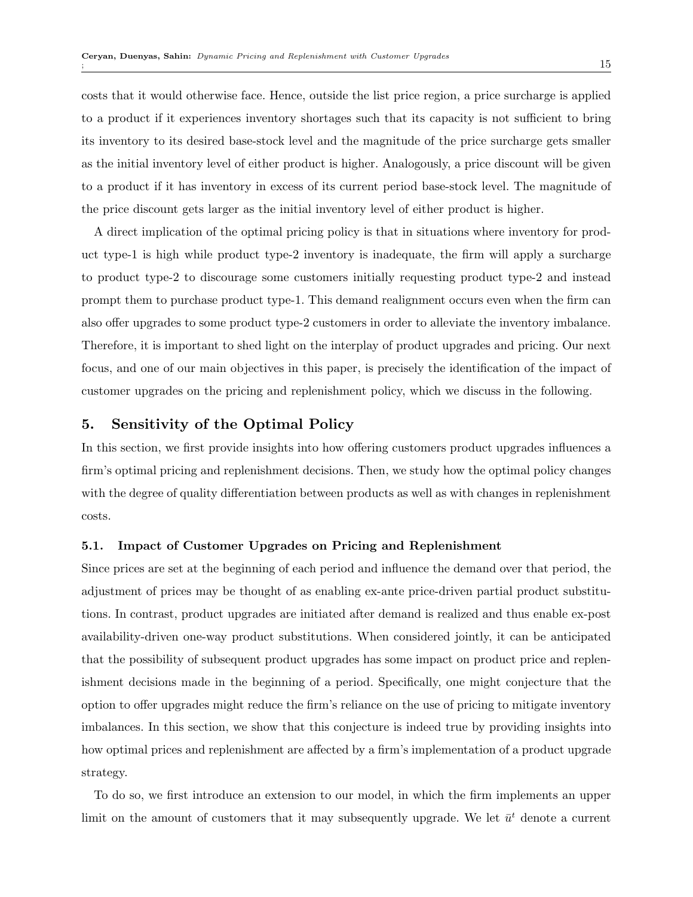costs that it would otherwise face. Hence, outside the list price region, a price surcharge is applied to a product if it experiences inventory shortages such that its capacity is not sufficient to bring its inventory to its desired base-stock level and the magnitude of the price surcharge gets smaller as the initial inventory level of either product is higher. Analogously, a price discount will be given to a product if it has inventory in excess of its current period base-stock level. The magnitude of the price discount gets larger as the initial inventory level of either product is higher.

A direct implication of the optimal pricing policy is that in situations where inventory for product type-1 is high while product type-2 inventory is inadequate, the firm will apply a surcharge to product type-2 to discourage some customers initially requesting product type-2 and instead prompt them to purchase product type-1. This demand realignment occurs even when the firm can also offer upgrades to some product type-2 customers in order to alleviate the inventory imbalance. Therefore, it is important to shed light on the interplay of product upgrades and pricing. Our next focus, and one of our main objectives in this paper, is precisely the identification of the impact of customer upgrades on the pricing and replenishment policy, which we discuss in the following.

## 5. Sensitivity of the Optimal Policy

In this section, we first provide insights into how offering customers product upgrades influences a firm's optimal pricing and replenishment decisions. Then, we study how the optimal policy changes with the degree of quality differentiation between products as well as with changes in replenishment costs.

### 5.1. Impact of Customer Upgrades on Pricing and Replenishment

Since prices are set at the beginning of each period and influence the demand over that period, the adjustment of prices may be thought of as enabling ex-ante price-driven partial product substitutions. In contrast, product upgrades are initiated after demand is realized and thus enable ex-post availability-driven one-way product substitutions. When considered jointly, it can be anticipated that the possibility of subsequent product upgrades has some impact on product price and replenishment decisions made in the beginning of a period. Specifically, one might conjecture that the option to offer upgrades might reduce the firm's reliance on the use of pricing to mitigate inventory imbalances. In this section, we show that this conjecture is indeed true by providing insights into how optimal prices and replenishment are affected by a firm's implementation of a product upgrade strategy.

To do so, we first introduce an extension to our model, in which the firm implements an upper limit on the amount of customers that it may subsequently upgrade. We let $\bar{u}^t$ denote a current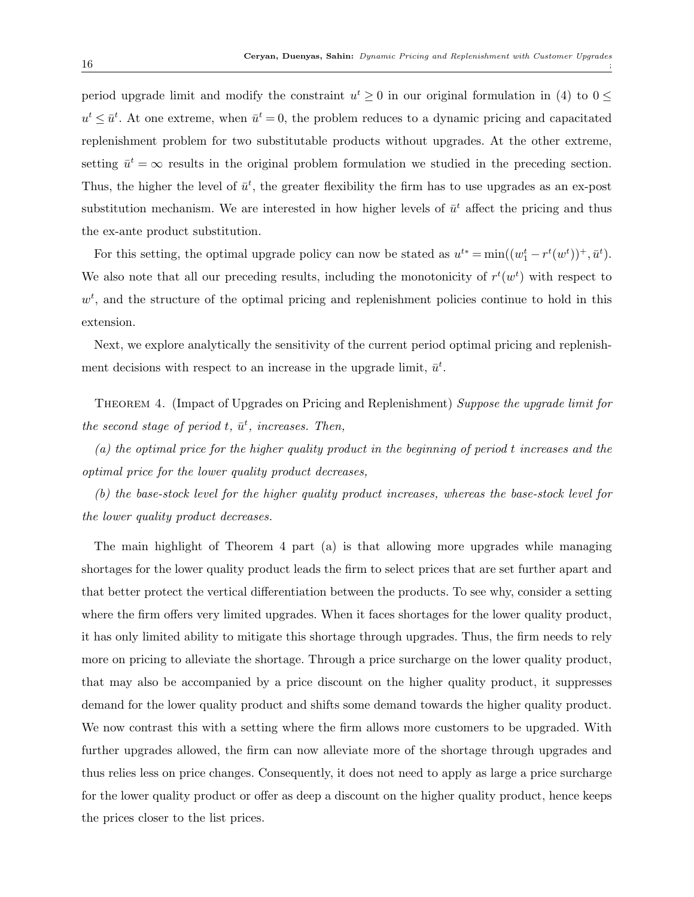period upgrade limit and modify the constraint $u^t \geq 0$ in our original formulation in (4) to $0 \leq u^t \leq \bar{u}^t$. At one extreme, when $\bar{u}^t = 0$, the problem reduces to a dynamic pricing and capacitated replenishment problem for two substitutable products without upgrades. At the other extreme, setting $\bar{u}^t = \infty$ results in the original problem formulation we studied in the preceding section. Thus, the higher the level of $\bar{u}^t$, the greater flexibility the firm has to use upgrades as an ex-post substitution mechanism. We are interested in how higher levels of $\bar{u}^t$ affect the pricing and thus the ex-ante product substitution.

For this setting, the optimal upgrade policy can now be stated as $u^{t*} = \min((w_1^t - r^t(w^t))^+, \bar{u}^t)$. We also note that all our preceding results, including the monotonicity of $r^t(w^t)$ with respect to $w^t$, and the structure of the optimal pricing and replenishment policies continue to hold in this extension.

Next, we explore analytically the sensitivity of the current period optimal pricing and replenishment decisions with respect to an increase in the upgrade limit, $\bar{u}^t$.

Theorem 4. (Impact of Upgrades on Pricing and Replenishment) *Suppose the upgrade limit for the second stage of period $t$, $\bar{u}^t$, increases. Then,*

*(a) the optimal price for the higher quality product in the beginning of period $t$ increases and the optimal price for the lower quality product decreases,*

*(b) the base-stock level for the higher quality product increases, whereas the base-stock level for the lower quality product decreases.*

The main highlight of Theorem 4 part (a) is that allowing more upgrades while managing shortages for the lower quality product leads the firm to select prices that are set further apart and that better protect the vertical differentiation between the products. To see why, consider a setting where the firm offers very limited upgrades. When it faces shortages for the lower quality product, it has only limited ability to mitigate this shortage through upgrades. Thus, the firm needs to rely more on pricing to alleviate the shortage. Through a price surcharge on the lower quality product, that may also be accompanied by a price discount on the higher quality product, it suppresses demand for the lower quality product and shifts some demand towards the higher quality product. We now contrast this with a setting where the firm allows more customers to be upgraded. With further upgrades allowed, the firm can now alleviate more of the shortage through upgrades and thus relies less on price changes. Consequently, it does not need to apply as large a price surcharge for the lower quality product or offer as deep a discount on the higher quality product, hence keeps the prices closer to the list prices.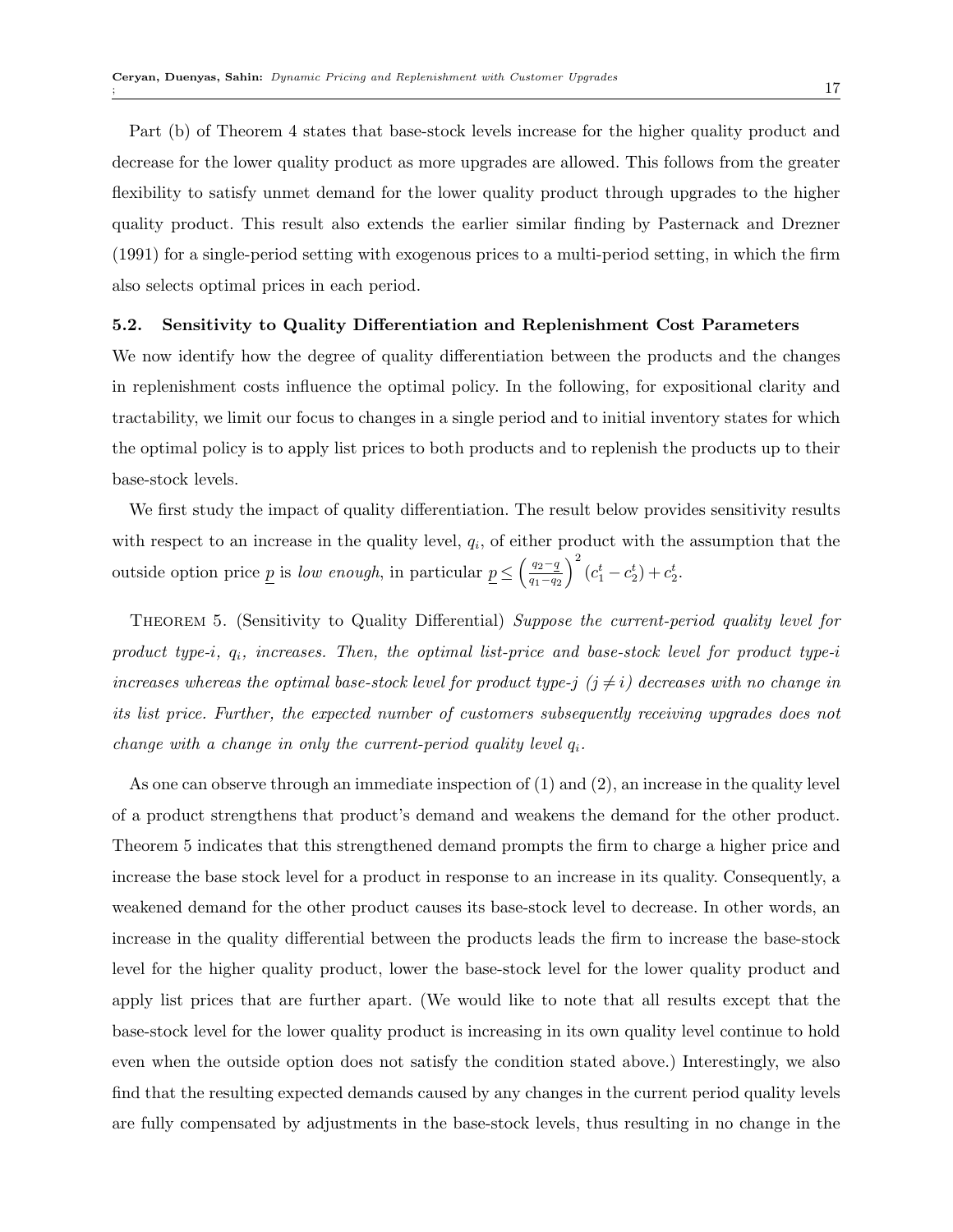Part (b) of Theorem 4 states that base-stock levels increase for the higher quality product and decrease for the lower quality product as more upgrades are allowed. This follows from the greater flexibility to satisfy unmet demand for the lower quality product through upgrades to the higher quality product. This result also extends the earlier similar finding by Pasternack and Drezner (1991) for a single-period setting with exogenous prices to a multi-period setting, in which the firm also selects optimal prices in each period.

### 5.2. Sensitivity to Quality Differentiation and Replenishment Cost Parameters

We now identify how the degree of quality differentiation between the products and the changes in replenishment costs influence the optimal policy. In the following, for expositional clarity and tractability, we limit our focus to changes in a single period and to initial inventory states for which the optimal policy is to apply list prices to both products and to replenish the products up to their base-stock levels.

We first study the impact of quality differentiation. The result below provides sensitivity results with respect to an increase in the quality level, $q_i$, of either product with the assumption that the outside option price $\underline{p}$ is *low enough*, in particular $\underline{p} \leq \left(\frac{q_2 - \underline{q}}{q_1 - q_2}\right)^2 (c_1^t - c_2^t) + c_2^t$.

Theorem 5. (Sensitivity to Quality Differential) *Suppose the current-period quality level for product type-i, $q_i$, increases. Then, the optimal list-price and base-stock level for product type-i increases whereas the optimal base-stock level for product type-j ($j \neq i$) decreases with no change in its list price. Further, the expected number of customers subsequently receiving upgrades does not change with a change in only the current-period quality level $q_i$.*

As one can observe through an immediate inspection of (1) and (2), an increase in the quality level of a product strengthens that product's demand and weakens the demand for the other product. Theorem 5 indicates that this strengthened demand prompts the firm to charge a higher price and increase the base stock level for a product in response to an increase in its quality. Consequently, a weakened demand for the other product causes its base-stock level to decrease. In other words, an increase in the quality differential between the products leads the firm to increase the base-stock level for the higher quality product, lower the base-stock level for the lower quality product and apply list prices that are further apart. (We would like to note that all results except that the base-stock level for the lower quality product is increasing in its own quality level continue to hold even when the outside option does not satisfy the condition stated above.) Interestingly, we also find that the resulting expected demands caused by any changes in the current period quality levels are fully compensated by adjustments in the base-stock levels, thus resulting in no change in the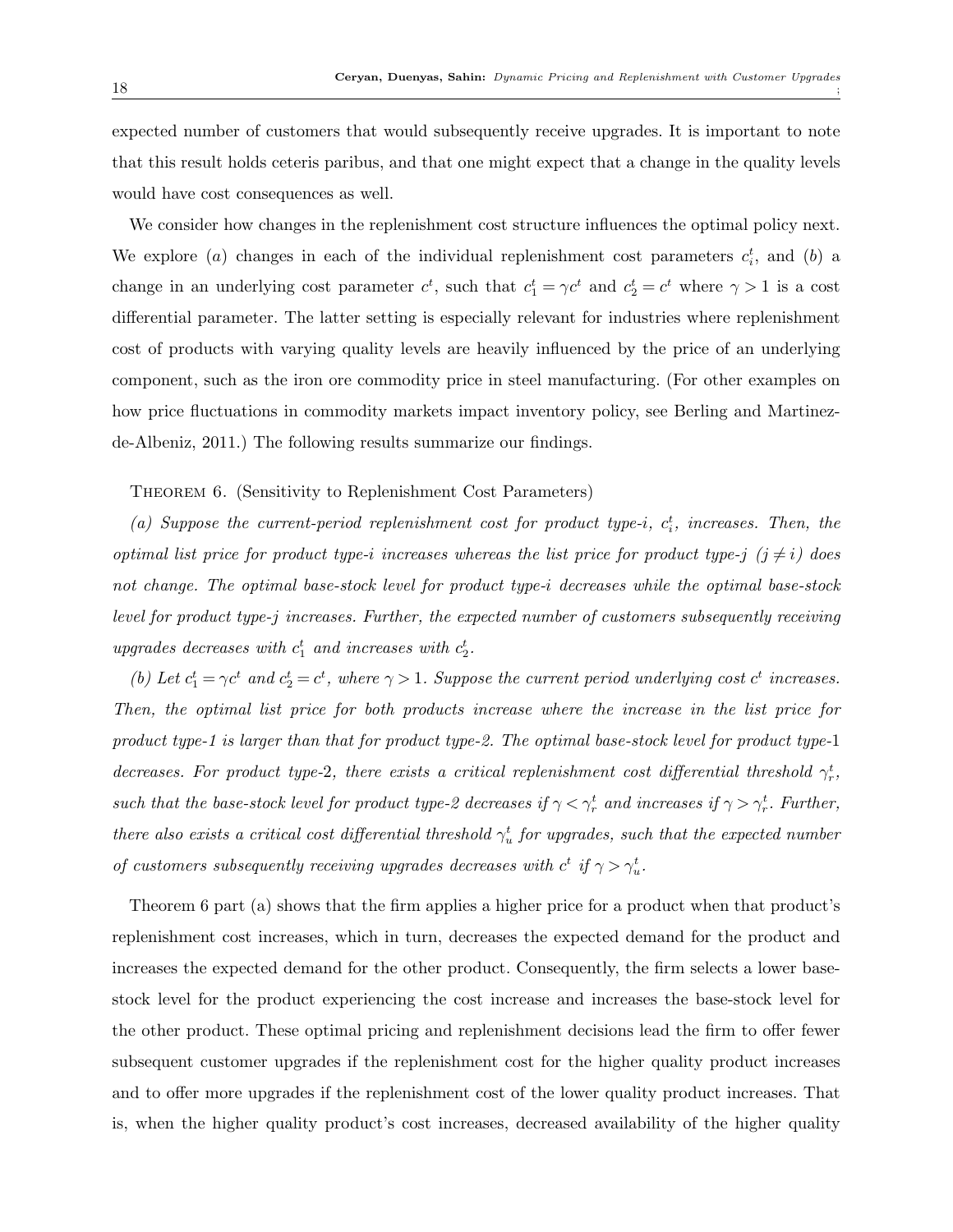expected number of customers that would subsequently receive upgrades. It is important to note that this result holds ceteris paribus, and that one might expect that a change in the quality levels would have cost consequences as well.

We consider how changes in the replenishment cost structure influences the optimal policy next. We explore (*a*) changes in each of the individual replenishment cost parameters $c_i^t$, and (*b*) a change in an underlying cost parameter $c^t$, such that $c_1^t = \gamma c^t$ and $c_2^t = c^t$ where $\gamma > 1$ is a cost differential parameter. The latter setting is especially relevant for industries where replenishment cost of products with varying quality levels are heavily influenced by the price of an underlying component, such as the iron ore commodity price in steel manufacturing. (For other examples on how price fluctuations in commodity markets impact inventory policy, see Berling and Martinez-de-Albeniz, 2011.) The following results summarize our findings.

THEOREM 6. (Sensitivity to Replenishment Cost Parameters)

*(a) Suppose the current-period replenishment cost for product type-i, $c_i^t$, increases. Then, the optimal list price for product type-i increases whereas the list price for product type-j ($j \neq i$) does not change. The optimal base-stock level for product type-i decreases while the optimal base-stock level for product type-j increases. Further, the expected number of customers subsequently receiving upgrades decreases with $c_1^t$ and increases with $c_2^t$.*

*(b) Let $c_1^t = \gamma c^t$ and $c_2^t = c^t$, where $\gamma > 1$. Suppose the current period underlying cost $c^t$ increases. Then, the optimal list price for both products increase where the increase in the list price for product type-1 is larger than that for product type-2. The optimal base-stock level for product type-1 decreases. For product type-2, there exists a critical replenishment cost differential threshold $\gamma_r^t$, such that the base-stock level for product type-2 decreases if $\gamma < \gamma_r^t$ and increases if $\gamma > \gamma_r^t$. Further, there also exists a critical cost differential threshold $\gamma_u^t$ for upgrades, such that the expected number of customers subsequently receiving upgrades decreases with $c^t$ if $\gamma > \gamma_u^t$.*

Theorem 6 part (a) shows that the firm applies a higher price for a product when that product's replenishment cost increases, which in turn, decreases the expected demand for the product and increases the expected demand for the other product. Consequently, the firm selects a lower base-stock level for the product experiencing the cost increase and increases the base-stock level for the other product. These optimal pricing and replenishment decisions lead the firm to offer fewer subsequent customer upgrades if the replenishment cost for the higher quality product increases and to offer more upgrades if the replenishment cost of the lower quality product increases. That is, when the higher quality product's cost increases, decreased availability of the higher quality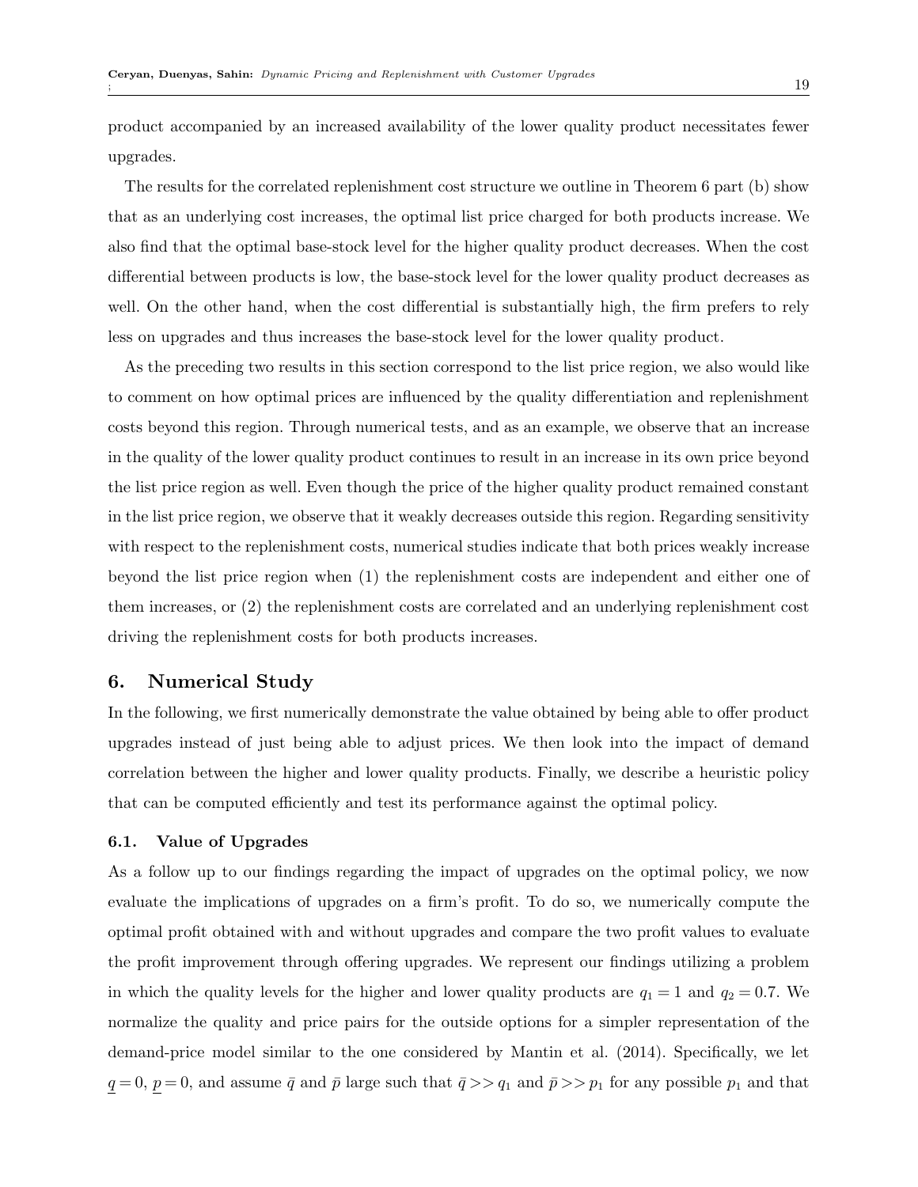product accompanied by an increased availability of the lower quality product necessitates fewer upgrades.

The results for the correlated replenishment cost structure we outline in Theorem 6 part (b) show that as an underlying cost increases, the optimal list price charged for both products increase. We also find that the optimal base-stock level for the higher quality product decreases. When the cost differential between products is low, the base-stock level for the lower quality product decreases as well. On the other hand, when the cost differential is substantially high, the firm prefers to rely less on upgrades and thus increases the base-stock level for the lower quality product.

As the preceding two results in this section correspond to the list price region, we also would like to comment on how optimal prices are influenced by the quality differentiation and replenishment costs beyond this region. Through numerical tests, and as an example, we observe that an increase in the quality of the lower quality product continues to result in an increase in its own price beyond the list price region as well. Even though the price of the higher quality product remained constant in the list price region, we observe that it weakly decreases outside this region. Regarding sensitivity with respect to the replenishment costs, numerical studies indicate that both prices weakly increase beyond the list price region when (1) the replenishment costs are independent and either one of them increases, or (2) the replenishment costs are correlated and an underlying replenishment cost driving the replenishment costs for both products increases.

## 6. Numerical Study

In the following, we first numerically demonstrate the value obtained by being able to offer product upgrades instead of just being able to adjust prices. We then look into the impact of demand correlation between the higher and lower quality products. Finally, we describe a heuristic policy that can be computed efficiently and test its performance against the optimal policy.

### 6.1. Value of Upgrades

As a follow up to our findings regarding the impact of upgrades on the optimal policy, we now evaluate the implications of upgrades on a firm's profit. To do so, we numerically compute the optimal profit obtained with and without upgrades and compare the two profit values to evaluate the profit improvement through offering upgrades. We represent our findings utilizing a problem in which the quality levels for the higher and lower quality products are $q_1 = 1$ and $q_2 = 0.7$. We normalize the quality and price pairs for the outside options for a simpler representation of the demand-price model similar to the one considered by Mantin et al. (2014). Specifically, we let $\underline{q} = 0$, $\underline{p} = 0$, and assume $\bar{q}$ and $\bar{p}$ large such that $\bar{q} >> q_1$ and $\bar{p} >> p_1$ for any possible $p_1$ and that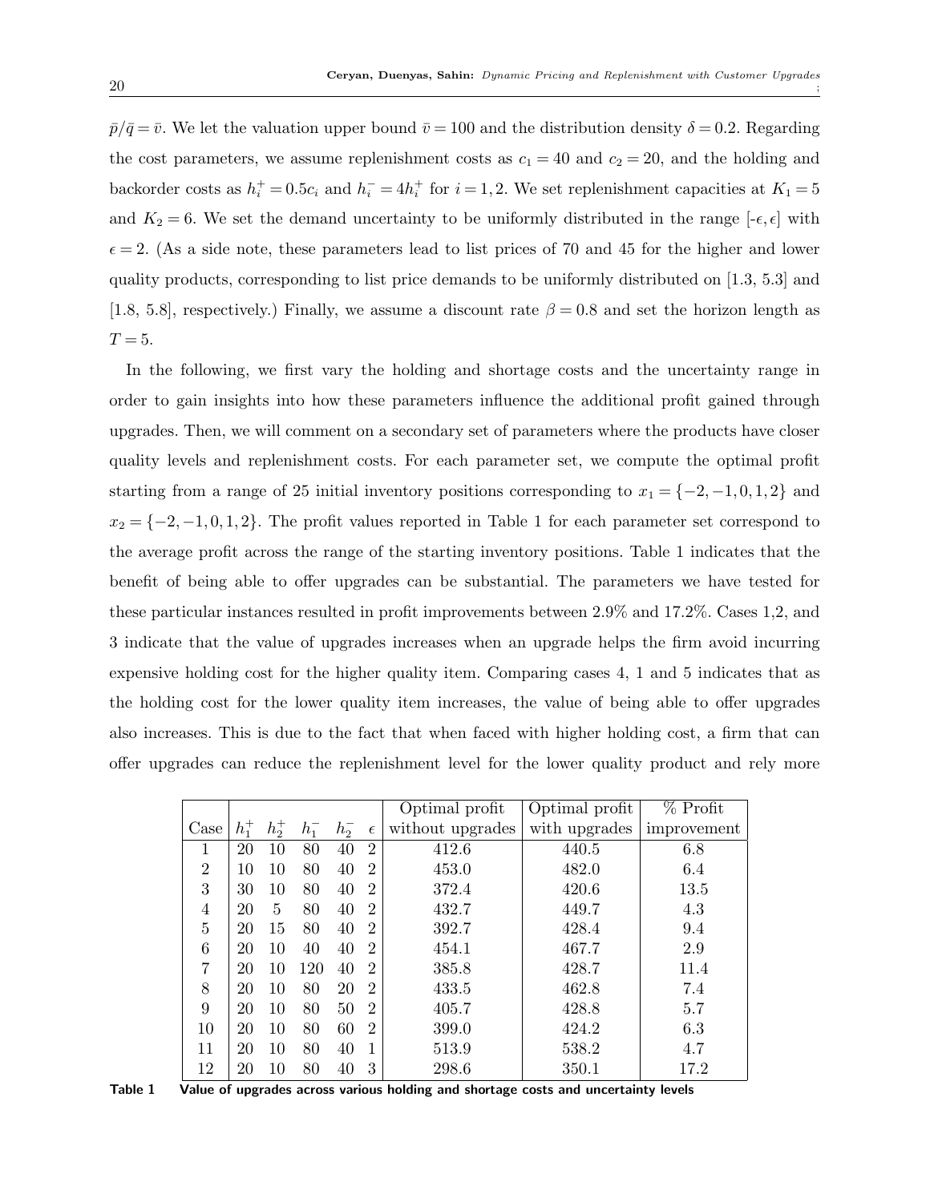$\bar{p}/\bar{q} = \bar{v}$. We let the valuation upper bound $\bar{v} = 100$ and the distribution density $\delta = 0.2$. Regarding the cost parameters, we assume replenishment costs as $c_1 = 40$ and $c_2 = 20$, and the holding and backorder costs as $h_i^+ = 0.5c_i$ and $h_i^- = 4h_i^+$ for $i = 1, 2$. We set replenishment capacities at $K_1 = 5$ and $K_2 = 6$. We set the demand uncertainty to be uniformly distributed in the range $[-\epsilon, \epsilon]$ with $\epsilon = 2$. (As a side note, these parameters lead to list prices of 70 and 45 for the higher and lower quality products, corresponding to list price demands to be uniformly distributed on [1.3, 5.3] and [1.8, 5.8], respectively.) Finally, we assume a discount rate $\beta = 0.8$ and set the horizon length as $T = 5$.

In the following, we first vary the holding and shortage costs and the uncertainty range in order to gain insights into how these parameters influence the additional profit gained through upgrades. Then, we will comment on a secondary set of parameters where the products have closer quality levels and replenishment costs. For each parameter set, we compute the optimal profit starting from a range of 25 initial inventory positions corresponding to $x_1 = \{-2, -1, 0, 1, 2\}$ and $x_2 = \{-2, -1, 0, 1, 2\}$. The profit values reported in Table 1 for each parameter set correspond to the average profit across the range of the starting inventory positions. Table 1 indicates that the benefit of being able to offer upgrades can be substantial. The parameters we have tested for these particular instances resulted in profit improvements between 2.9% and 17.2%. Cases 1,2, and 3 indicate that the value of upgrades increases when an upgrade helps the firm avoid incurring expensive holding cost for the higher quality item. Comparing cases 4, 1 and 5 indicates that as the holding cost for the lower quality item increases, the value of being able to offer upgrades also increases. This is due to the fact that when faced with higher holding cost, a firm that can offer upgrades can reduce the replenishment level for the lower quality product and rely more

| Case | $h_1^+$ | $h_2^+$ | $h_1^-$ | $h_2^-$ | $\epsilon$ | Optimal profit without upgrades | Optimal profit with upgrades | % Profit improvement |
|---|---|---|---|---|---|---|---|---|
| 1 | 20 | 10 | 80 | 40 | 2 | 412.6 | 440.5 | 6.8 |
| 2 | 10 | 10 | 80 | 40 | 2 | 453.0 | 482.0 | 6.4 |
| 3 | 30 | 10 | 80 | 40 | 2 | 372.4 | 420.6 | 13.5 |
| 4 | 20 | 5 | 80 | 40 | 2 | 432.7 | 449.7 | 4.3 |
| 5 | 20 | 15 | 80 | 40 | 2 | 392.7 | 428.4 | 9.4 |
| 6 | 20 | 10 | 40 | 40 | 2 | 454.1 | 467.7 | 2.9 |
| 7 | 20 | 10 | 120 | 40 | 2 | 385.8 | 428.7 | 11.4 |
| 8 | 20 | 10 | 80 | 20 | 2 | 433.5 | 462.8 | 7.4 |
| 9 | 20 | 10 | 80 | 50 | 2 | 405.7 | 428.8 | 5.7 |
| 10 | 20 | 10 | 80 | 60 | 2 | 399.0 | 424.2 | 6.3 |
| 11 | 20 | 10 | 80 | 40 | 1 | 513.9 | 538.2 | 4.7 |
| 12 | 20 | 10 | 80 | 40 | 3 | 298.6 | 350.1 | 17.2 |

**Table 1 Value of upgrades across various holding and shortage costs and uncertainty levels**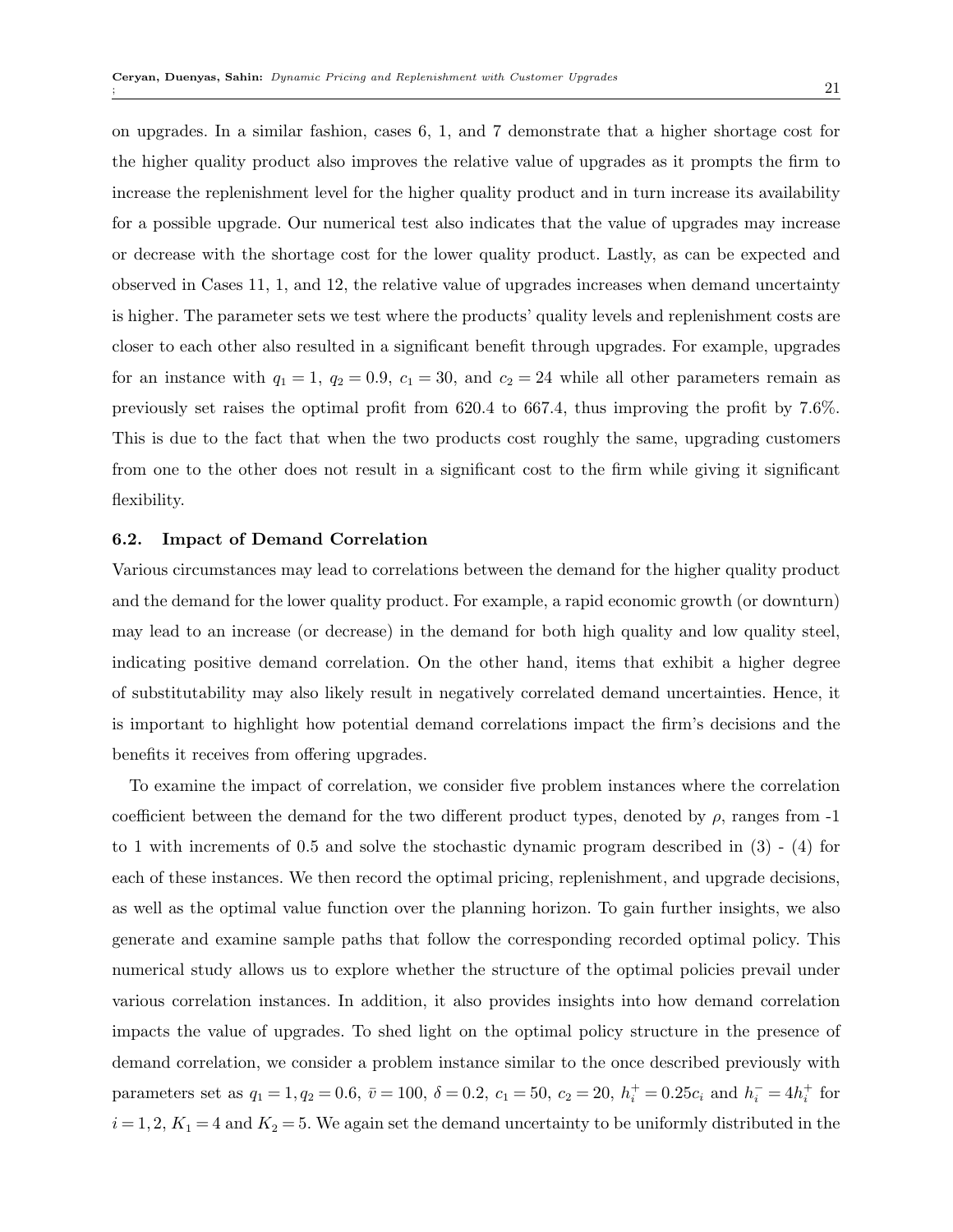on upgrades. In a similar fashion, cases 6, 1, and 7 demonstrate that a higher shortage cost for the higher quality product also improves the relative value of upgrades as it prompts the firm to increase the replenishment level for the higher quality product and in turn increase its availability for a possible upgrade. Our numerical test also indicates that the value of upgrades may increase or decrease with the shortage cost for the lower quality product. Lastly, as can be expected and observed in Cases 11, 1, and 12, the relative value of upgrades increases when demand uncertainty is higher. The parameter sets we test where the products' quality levels and replenishment costs are closer to each other also resulted in a significant benefit through upgrades. For example, upgrades for an instance with $q_1 = 1$, $q_2 = 0.9$, $c_1 = 30$, and $c_2 = 24$ while all other parameters remain as previously set raises the optimal profit from 620.4 to 667.4, thus improving the profit by 7.6%. This is due to the fact that when the two products cost roughly the same, upgrading customers from one to the other does not result in a significant cost to the firm while giving it significant flexibility.

### 6.2. Impact of Demand Correlation

Various circumstances may lead to correlations between the demand for the higher quality product and the demand for the lower quality product. For example, a rapid economic growth (or downturn) may lead to an increase (or decrease) in the demand for both high quality and low quality steel, indicating positive demand correlation. On the other hand, items that exhibit a higher degree of substitutability may also likely result in negatively correlated demand uncertainties. Hence, it is important to highlight how potential demand correlations impact the firm's decisions and the benefits it receives from offering upgrades.

To examine the impact of correlation, we consider five problem instances where the correlation coefficient between the demand for the two different product types, denoted by $\rho$, ranges from -1 to 1 with increments of 0.5 and solve the stochastic dynamic program described in (3) - (4) for each of these instances. We then record the optimal pricing, replenishment, and upgrade decisions, as well as the optimal value function over the planning horizon. To gain further insights, we also generate and examine sample paths that follow the corresponding recorded optimal policy. This numerical study allows us to explore whether the structure of the optimal policies prevail under various correlation instances. In addition, it also provides insights into how demand correlation impacts the value of upgrades. To shed light on the optimal policy structure in the presence of demand correlation, we consider a problem instance similar to the once described previously with parameters set as $q_1 = 1, q_2 = 0.6$, $\bar{v} = 100$, $\delta = 0.2$, $c_1 = 50$, $c_2 = 20$, $h_i^+ = 0.25c_i$ and $h_i^- = 4h_i^+$ for $i = 1, 2$, $K_1 = 4$ and $K_2 = 5$. We again set the demand uncertainty to be uniformly distributed in the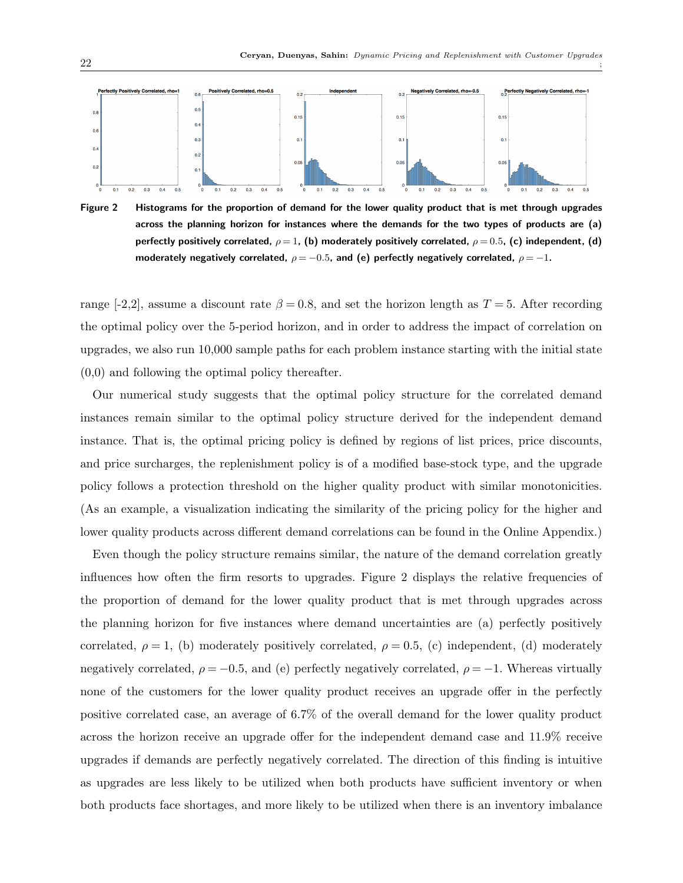**Figure 2** Histograms for the proportion of demand for the lower quality product that is met through upgrades across the planning horizon for instances where the demands for the two types of products are (a) perfectly positively correlated, $\rho = 1$, (b) moderately positively correlated, $\rho = 0.5$, (c) independent, (d) moderately negatively correlated, $\rho = -0.5$, and (e) perfectly negatively correlated, $\rho = -1$.

range [-2,2], assume a discount rate $\beta = 0.8$, and set the horizon length as $T = 5$. After recording the optimal policy over the 5-period horizon, and in order to address the impact of correlation on upgrades, we also run 10,000 sample paths for each problem instance starting with the initial state (0,0) and following the optimal policy thereafter.

Our numerical study suggests that the optimal policy structure for the correlated demand instances remain similar to the optimal policy structure derived for the independent demand instance. That is, the optimal pricing policy is defined by regions of list prices, price discounts, and price surcharges, the replenishment policy is of a modified base-stock type, and the upgrade policy follows a protection threshold on the higher quality product with similar monotonicities. (As an example, a visualization indicating the similarity of the pricing policy for the higher and lower quality products across different demand correlations can be found in the Online Appendix.)

Even though the policy structure remains similar, the nature of the demand correlation greatly influences how often the firm resorts to upgrades. Figure 2 displays the relative frequencies of the proportion of demand for the lower quality product that is met through upgrades across the planning horizon for five instances where demand uncertainties are (a) perfectly positively correlated, $\rho = 1$, (b) moderately positively correlated, $\rho = 0.5$, (c) independent, (d) moderately negatively correlated, $\rho = -0.5$, and (e) perfectly negatively correlated, $\rho = -1$. Whereas virtually none of the customers for the lower quality product receives an upgrade offer in the perfectly positive correlated case, an average of 6.7% of the overall demand for the lower quality product across the horizon receive an upgrade offer for the independent demand case and 11.9% receive upgrades if demands are perfectly negatively correlated. The direction of this finding is intuitive as upgrades are less likely to be utilized when both products have sufficient inventory or when both products face shortages, and more likely to be utilized when there is an inventory imbalance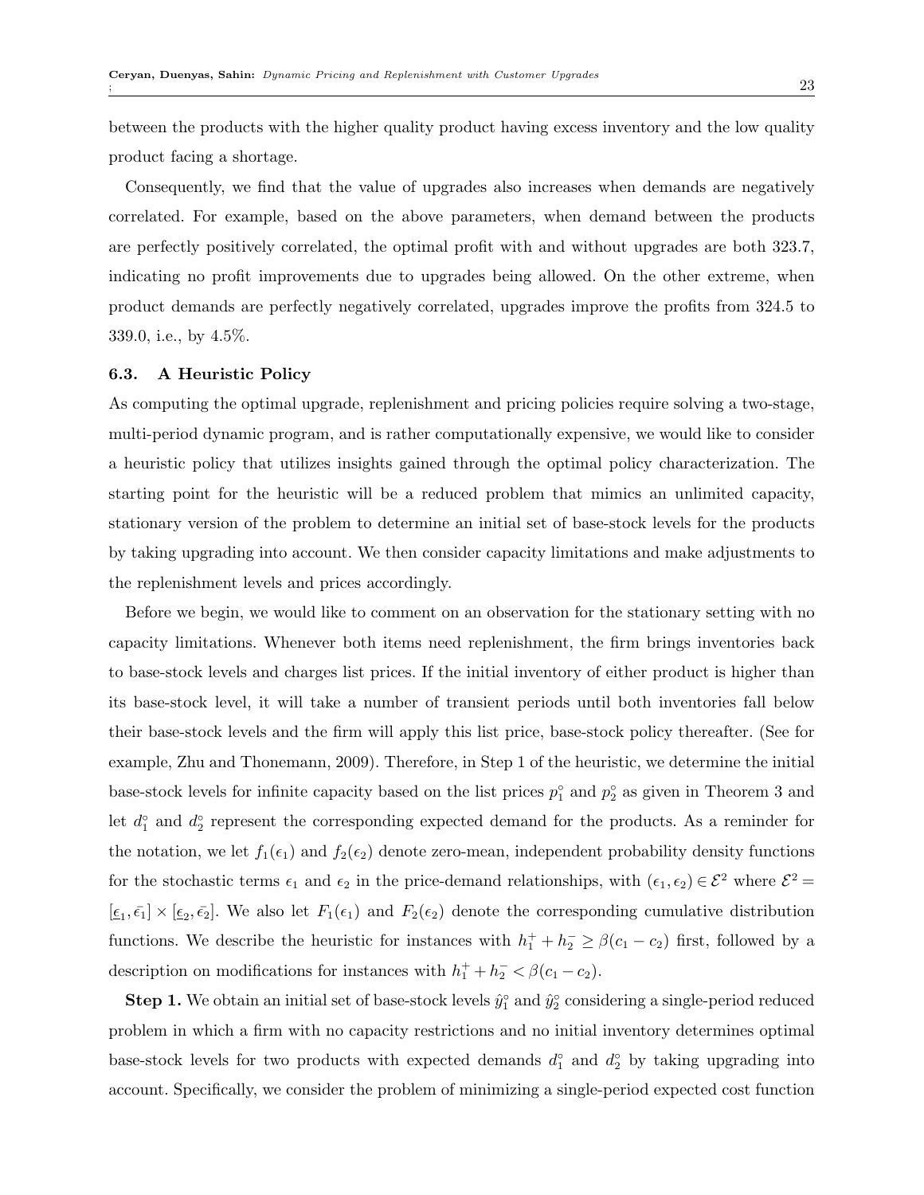between the products with the higher quality product having excess inventory and the low quality product facing a shortage.

Consequently, we find that the value of upgrades also increases when demands are negatively correlated. For example, based on the above parameters, when demand between the products are perfectly positively correlated, the optimal profit with and without upgrades are both 323.7, indicating no profit improvements due to upgrades being allowed. On the other extreme, when product demands are perfectly negatively correlated, upgrades improve the profits from 324.5 to 339.0, i.e., by 4.5%.

### 6.3. A Heuristic Policy

As computing the optimal upgrade, replenishment and pricing policies require solving a two-stage, multi-period dynamic program, and is rather computationally expensive, we would like to consider a heuristic policy that utilizes insights gained through the optimal policy characterization. The starting point for the heuristic will be a reduced problem that mimics an unlimited capacity, stationary version of the problem to determine an initial set of base-stock levels for the products by taking upgrading into account. We then consider capacity limitations and make adjustments to the replenishment levels and prices accordingly.

Before we begin, we would like to comment on an observation for the stationary setting with no capacity limitations. Whenever both items need replenishment, the firm brings inventories back to base-stock levels and charges list prices. If the initial inventory of either product is higher than its base-stock level, it will take a number of transient periods until both inventories fall below their base-stock levels and the firm will apply this list price, base-stock policy thereafter. (See for example, Zhu and Thonemann, 2009). Therefore, in Step 1 of the heuristic, we determine the initial base-stock levels for infinite capacity based on the list prices $p_1^\circ$ and $p_2^\circ$ as given in Theorem 3 and let $d_1^\circ$ and $d_2^\circ$ represent the corresponding expected demand for the products. As a reminder for the notation, we let $f_1(\epsilon_1)$ and $f_2(\epsilon_2)$ denote zero-mean, independent probability density functions for the stochastic terms $\epsilon_1$ and $\epsilon_2$ in the price-demand relationships, with $(\epsilon_1, \epsilon_2) \in \mathcal{E}^2$ where $\mathcal{E}^2 = [\underline{\epsilon}_1, \bar{\epsilon_1}] \times [\underline{\epsilon}_2, \bar{\epsilon_2}]$. We also let $F_1(\epsilon_1)$ and $F_2(\epsilon_2)$ denote the corresponding cumulative distribution functions. We describe the heuristic for instances with $h_1^+ + h_2^- \geq \beta(c_1 - c_2)$ first, followed by a description on modifications for instances with $h_1^+ + h_2^- < \beta(c_1 - c_2)$.

**Step 1.** We obtain an initial set of base-stock levels $\hat{y}_1^\circ$ and $\hat{y}_2^\circ$ considering a single-period reduced problem in which a firm with no capacity restrictions and no initial inventory determines optimal base-stock levels for two products with expected demands $d_1^\circ$ and $d_2^\circ$ by taking upgrading into account. Specifically, we consider the problem of minimizing a single-period expected cost function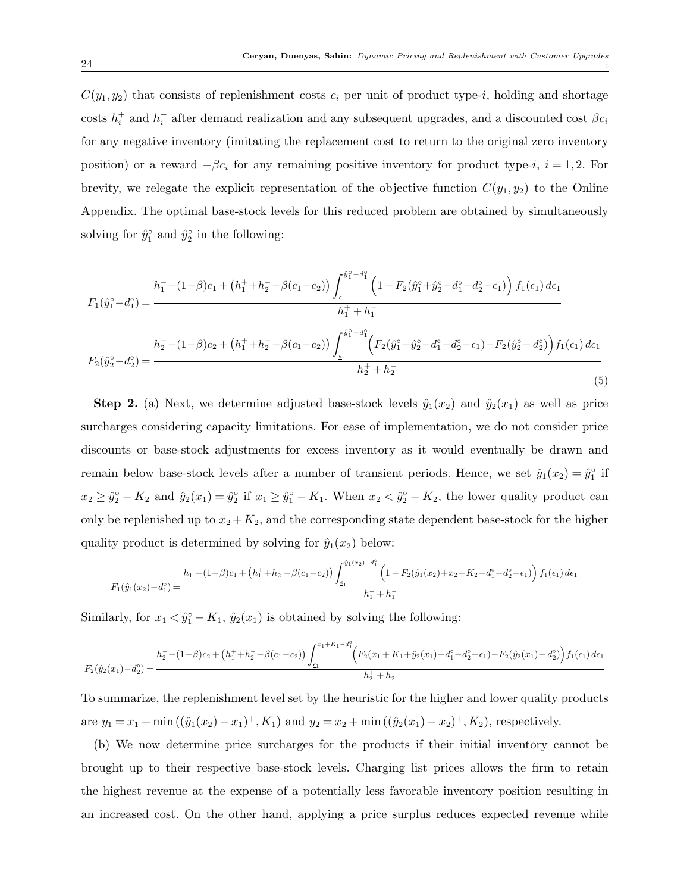$C(y_1, y_2)$ that consists of replenishment costs $c_i$ per unit of product type-$i$, holding and shortage costs $h_i^+$ and $h_i^-$ after demand realization and any subsequent upgrades, and a discounted cost $\beta c_i$ for any negative inventory (imitating the replacement cost to return to the original zero inventory position) or a reward $-\beta c_i$ for any remaining positive inventory for product type-$i$, $i = 1, 2$. For brevity, we relegate the explicit representation of the objective function $C(y_1, y_2)$ to the Online Appendix. The optimal base-stock levels for this reduced problem are obtained by simultaneously solving for $\hat{y}_1^\circ$ and $\hat{y}_2^\circ$ in the following:

$$F_1(\hat{y}_1^\circ - d_1^\circ) = \frac{h_1^- - (1-\beta)c_1 + \left(h_1^+ + h_2^- - \beta(c_1 - c_2)\right) \int_{\underline{\epsilon}_1}^{\hat{y}_1^\circ - d_1^\circ} \left(1 - F_2(\hat{y}_1^\circ + \hat{y}_2^\circ - d_1^\circ - d_2^\circ - \epsilon_1)\right) f_1(\epsilon_1)\, d\epsilon_1}{h_1^+ + h_1^-}$$

$$F_2(\hat{y}_2^\circ - d_2^\circ) = \frac{h_2^- - (1-\beta)c_2 + \left(h_1^+ + h_2^- - \beta(c_1 - c_2)\right) \int_{\underline{\epsilon}_1}^{\hat{y}_1^\circ - d_1^\circ} \left(F_2(\hat{y}_1^\circ + \hat{y}_2^\circ - d_1^\circ - d_2^\circ - \epsilon_1) - F_2(\hat{y}_2^\circ - d_2^\circ)\right) f_1(\epsilon_1)\, d\epsilon_1}{h_2^+ + h_2^-} \tag{5}$$

**Step 2.** (a) Next, we determine adjusted base-stock levels $\hat{y}_1(x_2)$ and $\hat{y}_2(x_1)$ as well as price surcharges considering capacity limitations. For ease of implementation, we do not consider price discounts or base-stock adjustments for excess inventory as it would eventually be drawn and remain below base-stock levels after a number of transient periods. Hence, we set $\hat{y}_1(x_2) = \hat{y}_1^\circ$ if $x_2 \geq \hat{y}_2^\circ - K_2$ and $\hat{y}_2(x_1) = \hat{y}_2^\circ$ if $x_1 \geq \hat{y}_1^\circ - K_1$. When $x_2 < \hat{y}_2^\circ - K_2$, the lower quality product can only be replenished up to $x_2 + K_2$, and the corresponding state dependent base-stock for the higher quality product is determined by solving for $\hat{y}_1(x_2)$ below:

$$F_1(\hat{y}_1(x_2) - d_1^\circ) = \frac{h_1^- - (1-\beta)c_1 + \left(h_1^+ + h_2^- - \beta(c_1 - c_2)\right) \int_{\underline{\epsilon}_1}^{\hat{y}_1(x_2) - d_1^\circ} \left(1 - F_2(\hat{y}_1(x_2) + x_2 + K_2 - d_1^\circ - d_2^\circ - \epsilon_1)\right) f_1(\epsilon_1)\, d\epsilon_1}{h_1^+ + h_1^-}$$

Similarly, for $x_1 < \hat{y}_1^\circ - K_1$, $\hat{y}_2(x_1)$ is obtained by solving the following:

$$F_2(\hat{y}_2(x_1) - d_2^\circ) = \frac{h_2^- - (1-\beta)c_2 + \left(h_1^+ + h_2^- - \beta(c_1 - c_2)\right) \int_{\underline{\epsilon}_1}^{x_1 + K_1 - d_1^\circ} \left(F_2(x_1 + K_1 + \hat{y}_2(x_1) - d_1^\circ - d_2^\circ - \epsilon_1) - F_2(\hat{y}_2(x_1) - d_2^\circ)\right) f_1(\epsilon_1)\, d\epsilon_1}{h_2^+ + h_2^-}$$

To summarize, the replenishment level set by the heuristic for the higher and lower quality products are $y_1 = x_1 + \min\left((\hat{y}_1(x_2) - x_1)^+, K_1\right)$ and $y_2 = x_2 + \min\left((\hat{y}_2(x_1) - x_2)^+, K_2\right)$, respectively.

(b) We now determine price surcharges for the products if their initial inventory cannot be brought up to their respective base-stock levels. Charging list prices allows the firm to retain the highest revenue at the expense of a potentially less favorable inventory position resulting in an increased cost. On the other hand, applying a price surplus reduces expected revenue while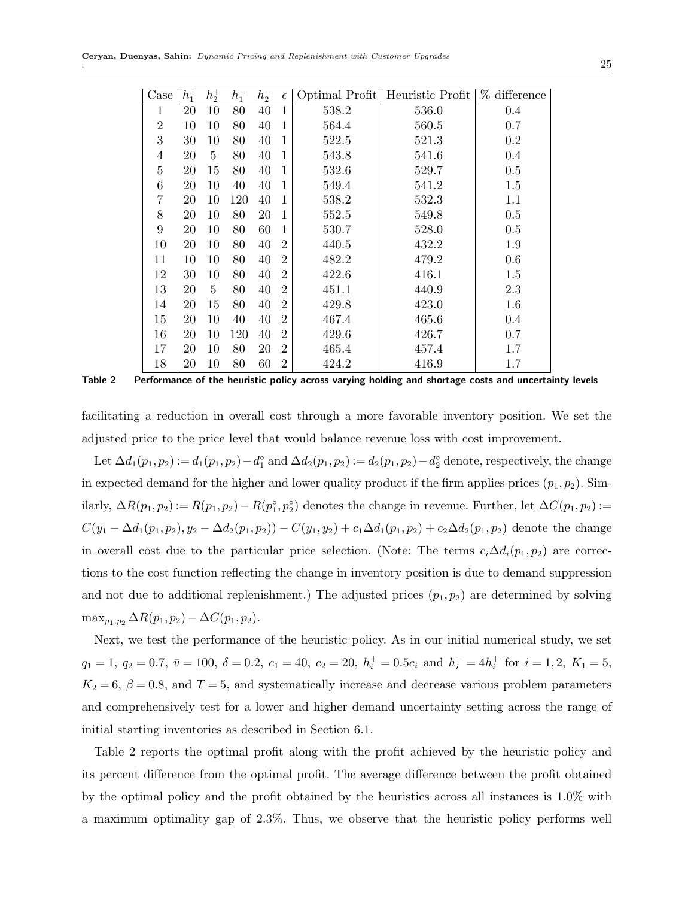| Case | $h_1^+$ | $h_2^+$ | $h_1^-$ | $h_2^-$ | $\epsilon$ | Optimal Profit | Heuristic Profit | % difference |
|---|---|---|---|---|---|---|---|---|
| 1 | 20 | 10 | 80 | 40 | 1 | 538.2 | 536.0 | 0.4 |
| 2 | 10 | 10 | 80 | 40 | 1 | 564.4 | 560.5 | 0.7 |
| 3 | 30 | 10 | 80 | 40 | 1 | 522.5 | 521.3 | 0.2 |
| 4 | 20 | 5 | 80 | 40 | 1 | 543.8 | 541.6 | 0.4 |
| 5 | 20 | 15 | 80 | 40 | 1 | 532.6 | 529.7 | 0.5 |
| 6 | 20 | 10 | 40 | 40 | 1 | 549.4 | 541.2 | 1.5 |
| 7 | 20 | 10 | 120 | 40 | 1 | 538.2 | 532.3 | 1.1 |
| 8 | 20 | 10 | 80 | 20 | 1 | 552.5 | 549.8 | 0.5 |
| 9 | 20 | 10 | 80 | 60 | 1 | 530.7 | 528.0 | 0.5 |
| 10 | 20 | 10 | 80 | 40 | 2 | 440.5 | 432.2 | 1.9 |
| 11 | 10 | 10 | 80 | 40 | 2 | 482.2 | 479.2 | 0.6 |
| 12 | 30 | 10 | 80 | 40 | 2 | 422.6 | 416.1 | 1.5 |
| 13 | 20 | 5 | 80 | 40 | 2 | 451.1 | 440.9 | 2.3 |
| 14 | 20 | 15 | 80 | 40 | 2 | 429.8 | 423.0 | 1.6 |
| 15 | 20 | 10 | 40 | 40 | 2 | 467.4 | 465.6 | 0.4 |
| 16 | 20 | 10 | 120 | 40 | 2 | 429.6 | 426.7 | 0.7 |
| 17 | 20 | 10 | 80 | 20 | 2 | 465.4 | 457.4 | 1.7 |
| 18 | 20 | 10 | 80 | 60 | 2 | 424.2 | 416.9 | 1.7 |

**Table 2 Performance of the heuristic policy across varying holding and shortage costs and uncertainty levels**

facilitating a reduction in overall cost through a more favorable inventory position. We set the adjusted price to the price level that would balance revenue loss with cost improvement.

Let $\Delta d_1(p_1,p_2) := d_1(p_1,p_2) - d_1^\circ$ and $\Delta d_2(p_1,p_2) := d_2(p_1,p_2) - d_2^\circ$ denote, respectively, the change in expected demand for the higher and lower quality product if the firm applies prices $(p_1,p_2)$. Similarly, $\Delta R(p_1,p_2) := R(p_1,p_2) - R(p_1^\circ,p_2^\circ)$ denotes the change in revenue. Further, let $\Delta C(p_1,p_2) := C(y_1 - \Delta d_1(p_1,p_2), y_2 - \Delta d_2(p_1,p_2)) - C(y_1,y_2) + c_1\Delta d_1(p_1,p_2) + c_2\Delta d_2(p_1,p_2)$ denote the change in overall cost due to the particular price selection. (Note: The terms $c_i\Delta d_i(p_1,p_2)$ are corrections to the cost function reflecting the change in inventory position is due to demand suppression and not due to additional replenishment.) The adjusted prices $(p_1,p_2)$ are determined by solving $\max_{p_1,p_2} \Delta R(p_1,p_2) - \Delta C(p_1,p_2)$.

Next, we test the performance of the heuristic policy. As in our initial numerical study, we set $q_1 = 1,\ q_2 = 0.7,\ \bar{v} = 100,\ \delta = 0.2,\ c_1 = 40,\ c_2 = 20,\ h_i^+ = 0.5c_i$ and $h_i^- = 4h_i^+$ for $i = 1,2,\ K_1 = 5$, $K_2 = 6,\ \beta = 0.8$, and $T = 5$, and systematically increase and decrease various problem parameters and comprehensively test for a lower and higher demand uncertainty setting across the range of initial starting inventories as described in Section 6.1.

Table 2 reports the optimal profit along with the profit achieved by the heuristic policy and its percent difference from the optimal profit. The average difference between the profit obtained by the optimal policy and the profit obtained by the heuristics across all instances is 1.0% with a maximum optimality gap of 2.3%. Thus, we observe that the heuristic policy performs well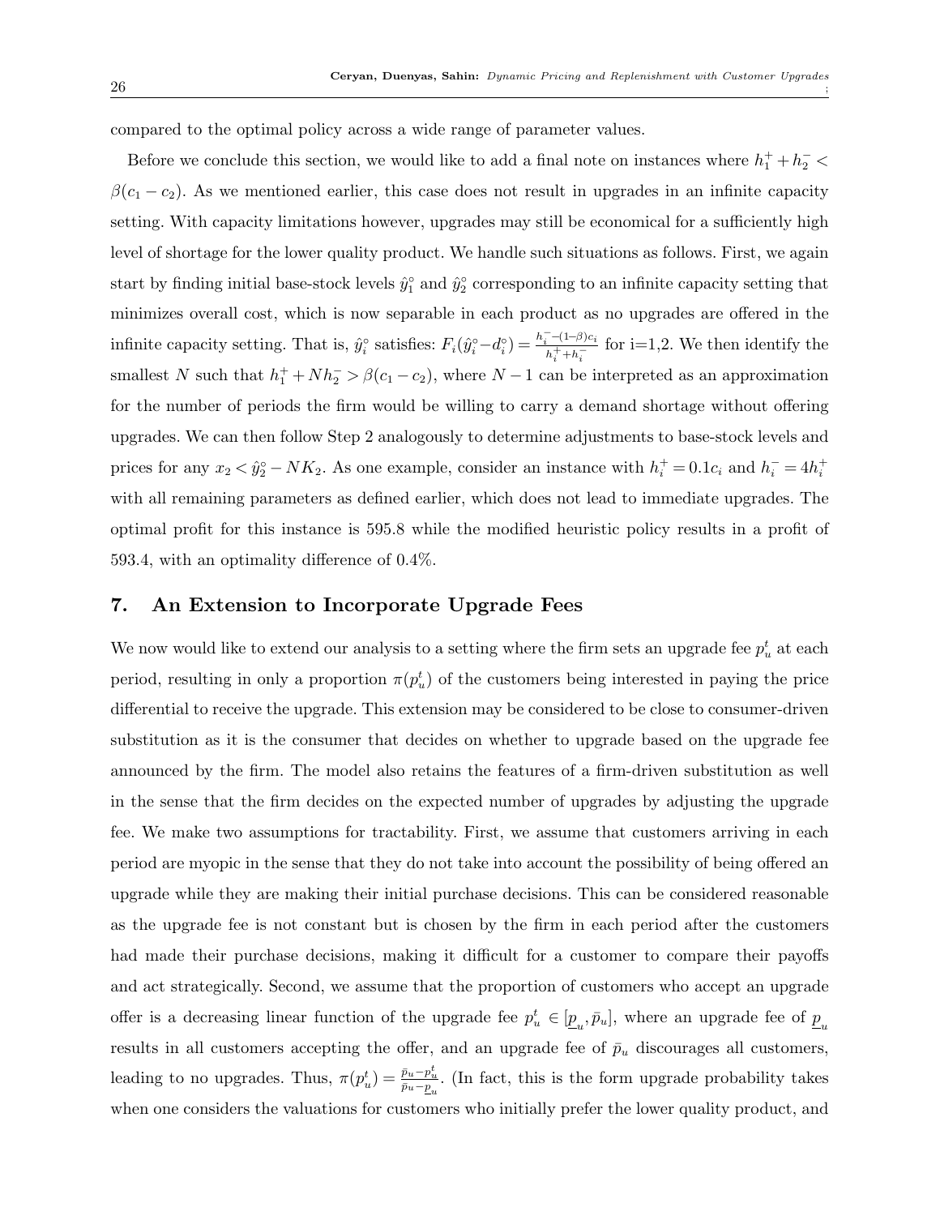compared to the optimal policy across a wide range of parameter values.

Before we conclude this section, we would like to add a final note on instances where $h_1^+ + h_2^- < \beta(c_1 - c_2)$. As we mentioned earlier, this case does not result in upgrades in an infinite capacity setting. With capacity limitations however, upgrades may still be economical for a sufficiently high level of shortage for the lower quality product. We handle such situations as follows. First, we again start by finding initial base-stock levels $\hat{y}_1^\circ$ and $\hat{y}_2^\circ$ corresponding to an infinite capacity setting that minimizes overall cost, which is now separable in each product as no upgrades are offered in the infinite capacity setting. That is, $\hat{y}_i^\circ$ satisfies: $F_i(\hat{y}_i^\circ - d_i^\circ) = \frac{h_i^- - (1-\beta)c_i}{h_i^+ + h_i^-}$ for i=1,2. We then identify the smallest $N$ such that $h_1^+ + N h_2^- > \beta(c_1 - c_2)$, where $N-1$ can be interpreted as an approximation for the number of periods the firm would be willing to carry a demand shortage without offering upgrades. We can then follow Step 2 analogously to determine adjustments to base-stock levels and prices for any $x_2 < \hat{y}_2^\circ - NK_2$. As one example, consider an instance with $h_i^+ = 0.1c_i$ and $h_i^- = 4h_i^+$ with all remaining parameters as defined earlier, which does not lead to immediate upgrades. The optimal profit for this instance is 595.8 while the modified heuristic policy results in a profit of 593.4, with an optimality difference of 0.4%.

## 7. An Extension to Incorporate Upgrade Fees

We now would like to extend our analysis to a setting where the firm sets an upgrade fee $p_u^t$ at each period, resulting in only a proportion $\pi(p_u^t)$ of the customers being interested in paying the price differential to receive the upgrade. This extension may be considered to be close to consumer-driven substitution as it is the consumer that decides on whether to upgrade based on the upgrade fee announced by the firm. The model also retains the features of a firm-driven substitution as well in the sense that the firm decides on the expected number of upgrades by adjusting the upgrade fee. We make two assumptions for tractability. First, we assume that customers arriving in each period are myopic in the sense that they do not take into account the possibility of being offered an upgrade while they are making their initial purchase decisions. This can be considered reasonable as the upgrade fee is not constant but is chosen by the firm in each period after the customers had made their purchase decisions, making it difficult for a customer to compare their payoffs and act strategically. Second, we assume that the proportion of customers who accept an upgrade offer is a decreasing linear function of the upgrade fee $p_u^t \in [\underline{p}_u, \bar{p}_u]$, where an upgrade fee of $\underline{p}_u$ results in all customers accepting the offer, and an upgrade fee of $\bar{p}_u$ discourages all customers, leading to no upgrades. Thus, $\pi(p_u^t) = \frac{\bar{p}_u - p_u^t}{\bar{p}_u - \underline{p}_u}$. (In fact, this is the form upgrade probability takes when one considers the valuations for customers who initially prefer the lower quality product, and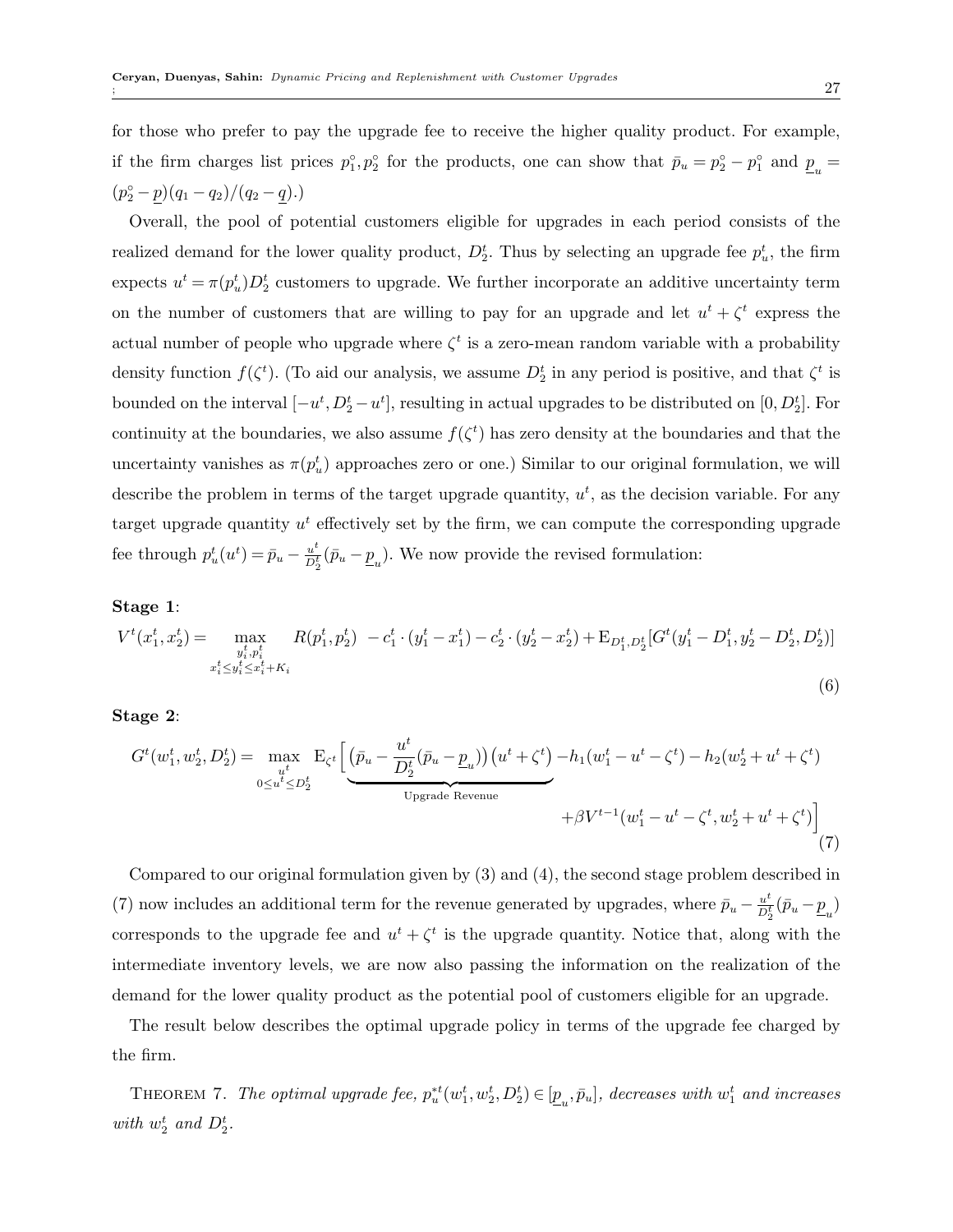for those who prefer to pay the upgrade fee to receive the higher quality product. For example, if the firm charges list prices $p_1^\circ, p_2^\circ$ for the products, one can show that $\bar{p}_u = p_2^\circ - p_1^\circ$ and $\underline{p}_u = (p_2^\circ - \underline{p})(q_1 - q_2)/(q_2 - \underline{q})$.)

Overall, the pool of potential customers eligible for upgrades in each period consists of the realized demand for the lower quality product, $D_2^t$. Thus by selecting an upgrade fee $p_u^t$, the firm expects $u^t = \pi(p_u^t)D_2^t$ customers to upgrade. We further incorporate an additive uncertainty term on the number of customers that are willing to pay for an upgrade and let $u^t + \zeta^t$ express the actual number of people who upgrade where $\zeta^t$ is a zero-mean random variable with a probability density function $f(\zeta^t)$. (To aid our analysis, we assume $D_2^t$ in any period is positive, and that $\zeta^t$ is bounded on the interval $[-u^t, D_2^t - u^t]$, resulting in actual upgrades to be distributed on $[0, D_2^t]$. For continuity at the boundaries, we also assume $f(\zeta^t)$ has zero density at the boundaries and that the uncertainty vanishes as $\pi(p_u^t)$ approaches zero or one.) Similar to our original formulation, we will describe the problem in terms of the target upgrade quantity, $u^t$, as the decision variable. For any target upgrade quantity $u^t$ effectively set by the firm, we can compute the corresponding upgrade fee through $p_u^t(u^t) = \bar{p}_u - \frac{u^t}{D_2^t}(\bar{p}_u - \underline{p}_u)$. We now provide the revised formulation:

**Stage 1**:

$$V^t(x_1^t, x_2^t) = \max_{\substack{y_i^t, p_i^t \\ x_i^t \le y_i^t \le x_i^t + K_i}} R(p_1^t, p_2^t) \; - c_1^t \cdot (y_1^t - x_1^t) - c_2^t \cdot (y_2^t - x_2^t) + \mathrm{E}_{D_1^t, D_2^t}[G^t(y_1^t - D_1^t, y_2^t - D_2^t, D_2^t)] \tag{6}$$

**Stage 2**:

$$G^t(w_1^t, w_2^t, D_2^t) = \max_{\substack{u^t \\ 0 \le u^t \le D_2^t}} \mathrm{E}_{\zeta^t}\Big[ \underbrace{\big(\bar{p}_u - \frac{u^t}{D_2^t}(\bar{p}_u - \underline{p}_u)\big)\big(u^t + \zeta^t\big)}_{\text{Upgrade Revenue}} - h_1(w_1^t - u^t - \zeta^t) - h_2(w_2^t + u^t + \zeta^t) + \beta V^{t-1}(w_1^t - u^t - \zeta^t, w_2^t + u^t + \zeta^t) \Big] \tag{7}$$

Compared to our original formulation given by (3) and (4), the second stage problem described in (7) now includes an additional term for the revenue generated by upgrades, where $\bar{p}_u - \frac{u^t}{D_2^t}(\bar{p}_u - \underline{p}_u)$ corresponds to the upgrade fee and $u^t + \zeta^t$ is the upgrade quantity. Notice that, along with the intermediate inventory levels, we are now also passing the information on the realization of the demand for the lower quality product as the potential pool of customers eligible for an upgrade.

The result below describes the optimal upgrade policy in terms of the upgrade fee charged by the firm.

THEOREM 7. *The optimal upgrade fee, $p_u^{*t}(w_1^t, w_2^t, D_2^t) \in [\underline{p}_u, \bar{p}_u]$, decreases with $w_1^t$ and increases with $w_2^t$ and $D_2^t$.*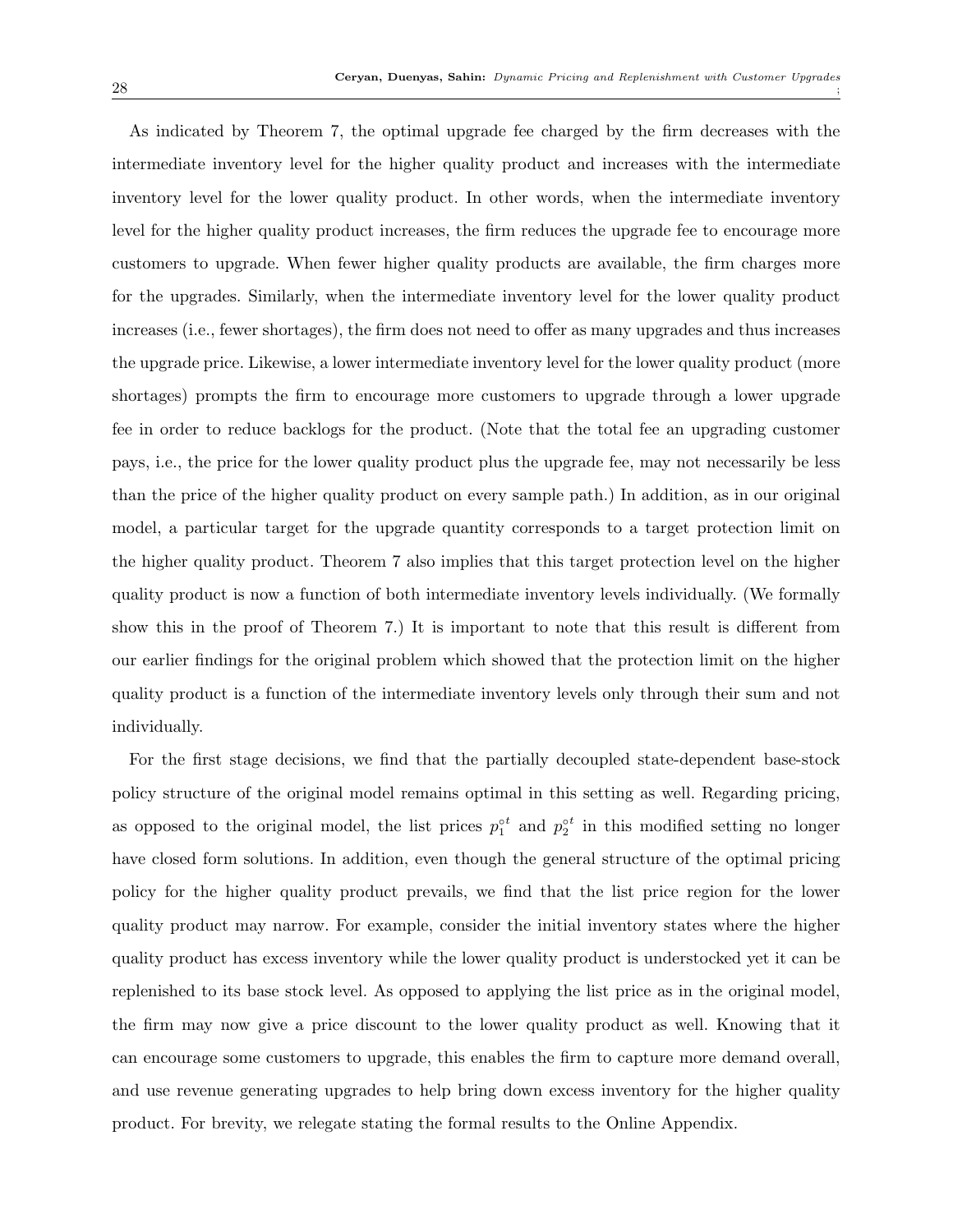As indicated by Theorem 7, the optimal upgrade fee charged by the firm decreases with the intermediate inventory level for the higher quality product and increases with the intermediate inventory level for the lower quality product. In other words, when the intermediate inventory level for the higher quality product increases, the firm reduces the upgrade fee to encourage more customers to upgrade. When fewer higher quality products are available, the firm charges more for the upgrades. Similarly, when the intermediate inventory level for the lower quality product increases (i.e., fewer shortages), the firm does not need to offer as many upgrades and thus increases the upgrade price. Likewise, a lower intermediate inventory level for the lower quality product (more shortages) prompts the firm to encourage more customers to upgrade through a lower upgrade fee in order to reduce backlogs for the product. (Note that the total fee an upgrading customer pays, i.e., the price for the lower quality product plus the upgrade fee, may not necessarily be less than the price of the higher quality product on every sample path.) In addition, as in our original model, a particular target for the upgrade quantity corresponds to a target protection limit on the higher quality product. Theorem 7 also implies that this target protection level on the higher quality product is now a function of both intermediate inventory levels individually. (We formally show this in the proof of Theorem 7.) It is important to note that this result is different from our earlier findings for the original problem which showed that the protection limit on the higher quality product is a function of the intermediate inventory levels only through their sum and not individually.

For the first stage decisions, we find that the partially decoupled state-dependent base-stock policy structure of the original model remains optimal in this setting as well. Regarding pricing, as opposed to the original model, the list prices $p_1^{\circ t}$ and $p_2^{\circ t}$ in this modified setting no longer have closed form solutions. In addition, even though the general structure of the optimal pricing policy for the higher quality product prevails, we find that the list price region for the lower quality product may narrow. For example, consider the initial inventory states where the higher quality product has excess inventory while the lower quality product is understocked yet it can be replenished to its base stock level. As opposed to applying the list price as in the original model, the firm may now give a price discount to the lower quality product as well. Knowing that it can encourage some customers to upgrade, this enables the firm to capture more demand overall, and use revenue generating upgrades to help bring down excess inventory for the higher quality product. For brevity, we relegate stating the formal results to the Online Appendix.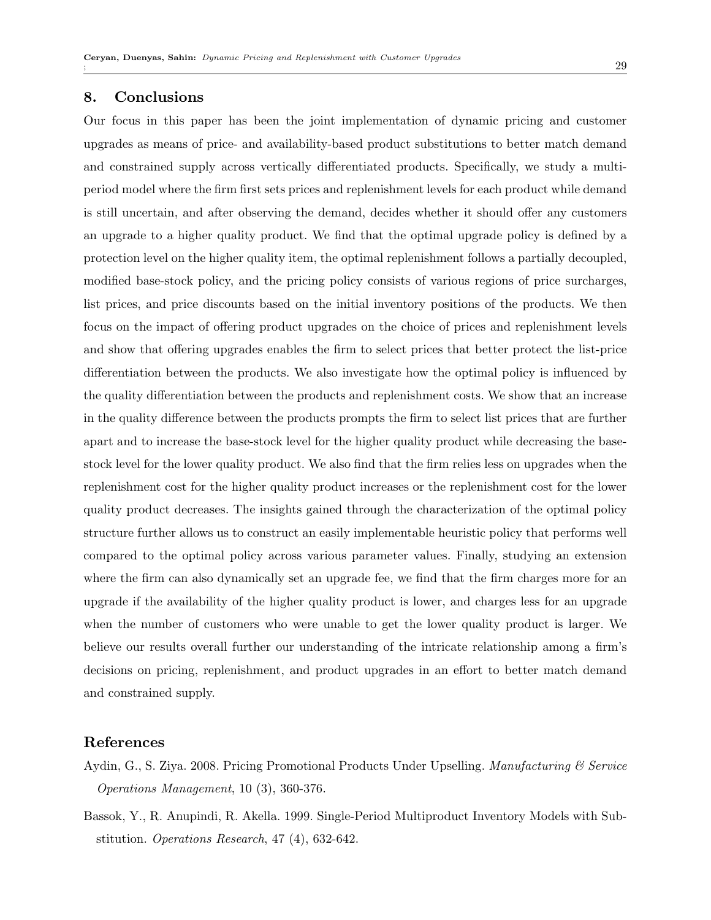## 8. Conclusions

Our focus in this paper has been the joint implementation of dynamic pricing and customer upgrades as means of price- and availability-based product substitutions to better match demand and constrained supply across vertically differentiated products. Specifically, we study a multi-period model where the firm first sets prices and replenishment levels for each product while demand is still uncertain, and after observing the demand, decides whether it should offer any customers an upgrade to a higher quality product. We find that the optimal upgrade policy is defined by a protection level on the higher quality item, the optimal replenishment follows a partially decoupled, modified base-stock policy, and the pricing policy consists of various regions of price surcharges, list prices, and price discounts based on the initial inventory positions of the products. We then focus on the impact of offering product upgrades on the choice of prices and replenishment levels and show that offering upgrades enables the firm to select prices that better protect the list-price differentiation between the products. We also investigate how the optimal policy is influenced by the quality differentiation between the products and replenishment costs. We show that an increase in the quality difference between the products prompts the firm to select list prices that are further apart and to increase the base-stock level for the higher quality product while decreasing the base-stock level for the lower quality product. We also find that the firm relies less on upgrades when the replenishment cost for the higher quality product increases or the replenishment cost for the lower quality product decreases. The insights gained through the characterization of the optimal policy structure further allows us to construct an easily implementable heuristic policy that performs well compared to the optimal policy across various parameter values. Finally, studying an extension where the firm can also dynamically set an upgrade fee, we find that the firm charges more for an upgrade if the availability of the higher quality product is lower, and charges less for an upgrade when the number of customers who were unable to get the lower quality product is larger. We believe our results overall further our understanding of the intricate relationship among a firm's decisions on pricing, replenishment, and product upgrades in an effort to better match demand and constrained supply.

## References

Aydin, G., S. Ziya. 2008. Pricing Promotional Products Under Upselling. *Manufacturing & Service Operations Management*, 10 (3), 360-376.

Bassok, Y., R. Anupindi, R. Akella. 1999. Single-Period Multiproduct Inventory Models with Substitution. *Operations Research*, 47 (4), 632-642.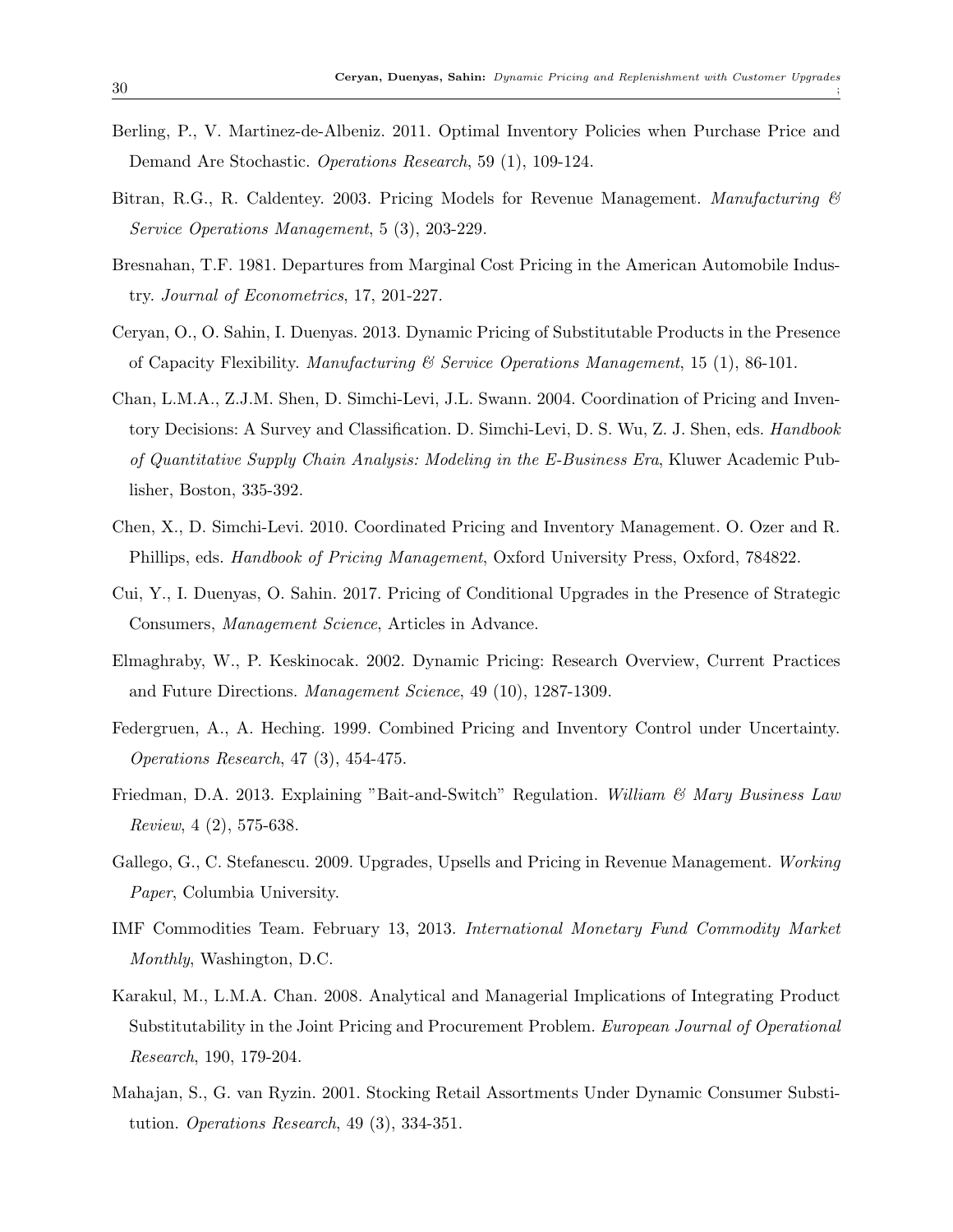Berling, P., V. Martinez-de-Albeniz. 2011. Optimal Inventory Policies when Purchase Price and Demand Are Stochastic. *Operations Research*, 59 (1), 109-124.

Bitran, R.G., R. Caldentey. 2003. Pricing Models for Revenue Management. *Manufacturing & Service Operations Management*, 5 (3), 203-229.

Bresnahan, T.F. 1981. Departures from Marginal Cost Pricing in the American Automobile Industry. *Journal of Econometrics*, 17, 201-227.

Ceryan, O., O. Sahin, I. Duenyas. 2013. Dynamic Pricing of Substitutable Products in the Presence of Capacity Flexibility. *Manufacturing & Service Operations Management*, 15 (1), 86-101.

Chan, L.M.A., Z.J.M. Shen, D. Simchi-Levi, J.L. Swann. 2004. Coordination of Pricing and Inventory Decisions: A Survey and Classification. D. Simchi-Levi, D. S. Wu, Z. J. Shen, eds. *Handbook of Quantitative Supply Chain Analysis: Modeling in the E-Business Era*, Kluwer Academic Publisher, Boston, 335-392.

Chen, X., D. Simchi-Levi. 2010. Coordinated Pricing and Inventory Management. O. Ozer and R. Phillips, eds. *Handbook of Pricing Management*, Oxford University Press, Oxford, 784822.

Cui, Y., I. Duenyas, O. Sahin. 2017. Pricing of Conditional Upgrades in the Presence of Strategic Consumers, *Management Science*, Articles in Advance.

Elmaghraby, W., P. Keskinocak. 2002. Dynamic Pricing: Research Overview, Current Practices and Future Directions. *Management Science*, 49 (10), 1287-1309.

Federgruen, A., A. Heching. 1999. Combined Pricing and Inventory Control under Uncertainty. *Operations Research*, 47 (3), 454-475.

Friedman, D.A. 2013. Explaining "Bait-and-Switch" Regulation. *William & Mary Business Law Review*, 4 (2), 575-638.

Gallego, G., C. Stefanescu. 2009. Upgrades, Upsells and Pricing in Revenue Management. *Working Paper*, Columbia University.

IMF Commodities Team. February 13, 2013. *International Monetary Fund Commodity Market Monthly*, Washington, D.C.

Karakul, M., L.M.A. Chan. 2008. Analytical and Managerial Implications of Integrating Product Substitutability in the Joint Pricing and Procurement Problem. *European Journal of Operational Research*, 190, 179-204.

Mahajan, S., G. van Ryzin. 2001. Stocking Retail Assortments Under Dynamic Consumer Substitution. *Operations Research*, 49 (3), 334-351.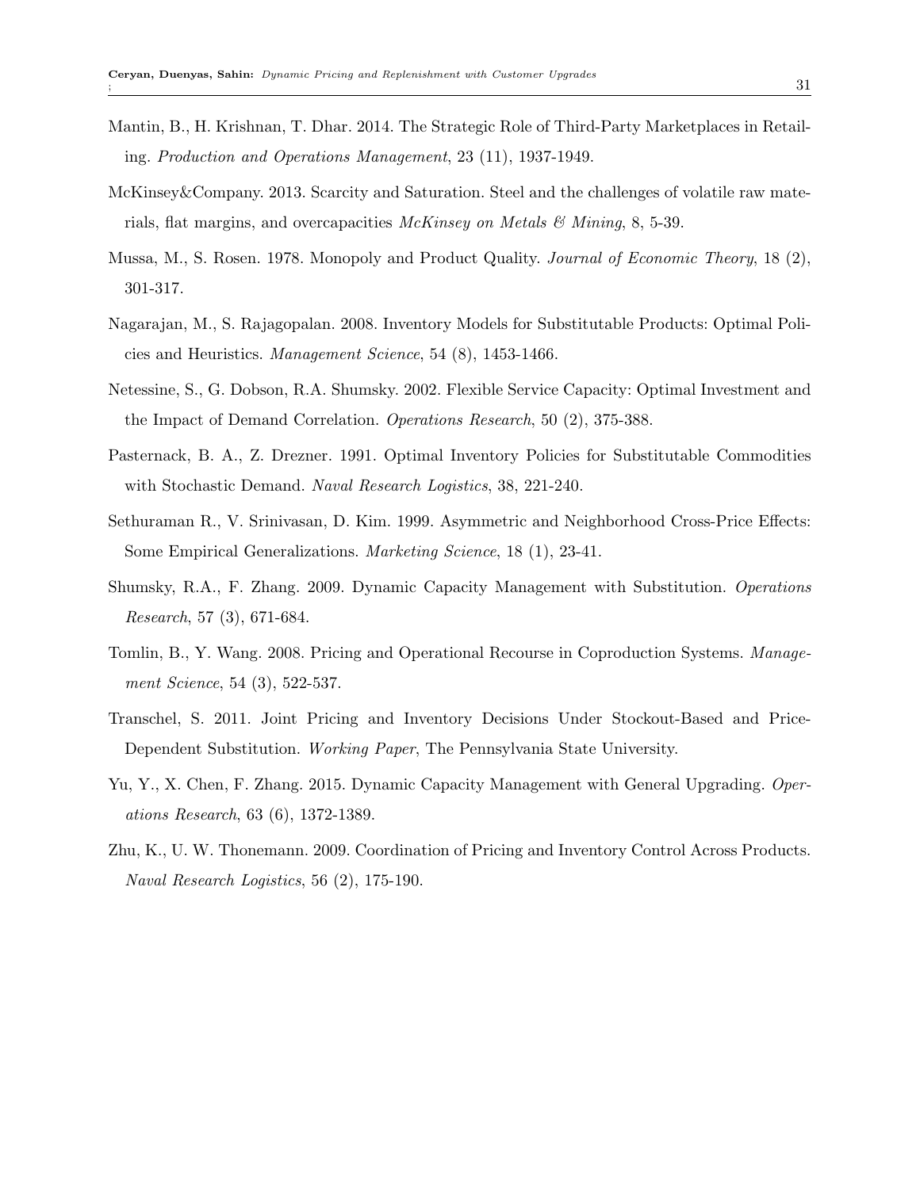Mantin, B., H. Krishnan, T. Dhar. 2014. The Strategic Role of Third-Party Marketplaces in Retailing. *Production and Operations Management*, 23 (11), 1937-1949.

McKinsey&Company. 2013. Scarcity and Saturation. Steel and the challenges of volatile raw materials, flat margins, and overcapacities *McKinsey on Metals & Mining*, 8, 5-39.

Mussa, M., S. Rosen. 1978. Monopoly and Product Quality. *Journal of Economic Theory*, 18 (2), 301-317.

Nagarajan, M., S. Rajagopalan. 2008. Inventory Models for Substitutable Products: Optimal Policies and Heuristics. *Management Science*, 54 (8), 1453-1466.

Netessine, S., G. Dobson, R.A. Shumsky. 2002. Flexible Service Capacity: Optimal Investment and the Impact of Demand Correlation. *Operations Research*, 50 (2), 375-388.

Pasternack, B. A., Z. Drezner. 1991. Optimal Inventory Policies for Substitutable Commodities with Stochastic Demand. *Naval Research Logistics*, 38, 221-240.

Sethuraman R., V. Srinivasan, D. Kim. 1999. Asymmetric and Neighborhood Cross-Price Effects: Some Empirical Generalizations. *Marketing Science*, 18 (1), 23-41.

Shumsky, R.A., F. Zhang. 2009. Dynamic Capacity Management with Substitution. *Operations Research*, 57 (3), 671-684.

Tomlin, B., Y. Wang. 2008. Pricing and Operational Recourse in Coproduction Systems. *Management Science*, 54 (3), 522-537.

Transchel, S. 2011. Joint Pricing and Inventory Decisions Under Stockout-Based and Price-Dependent Substitution. *Working Paper*, The Pennsylvania State University.

Yu, Y., X. Chen, F. Zhang. 2015. Dynamic Capacity Management with General Upgrading. *Operations Research*, 63 (6), 1372-1389.

Zhu, K., U. W. Thonemann. 2009. Coordination of Pricing and Inventory Control Across Products. *Naval Research Logistics*, 56 (2), 175-190.